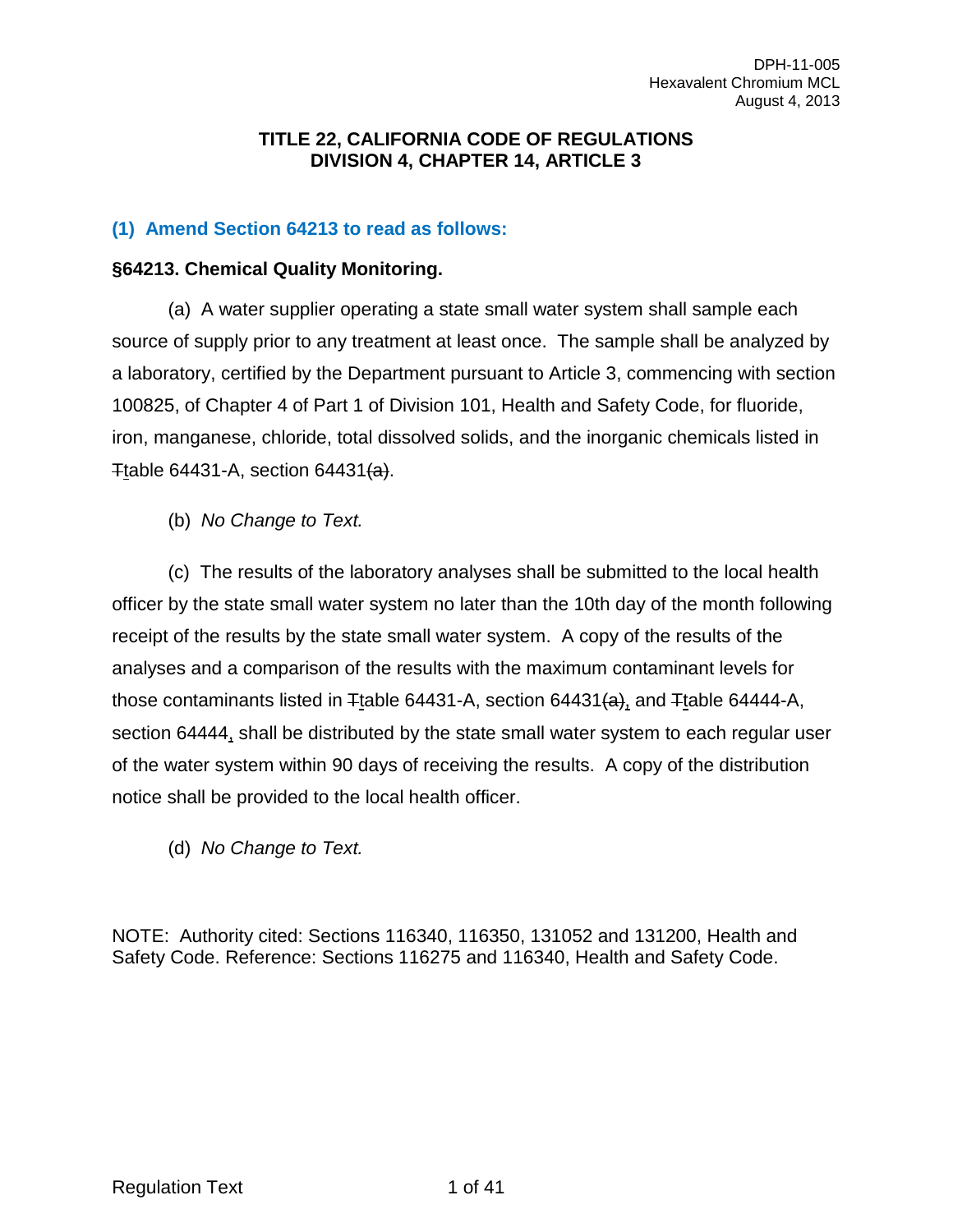**TITLE 22, CALIFORNIA CODE OF REGULATIONS**
**DIVISION 4, CHAPTER 14, ARTICLE 3**

## (1) Amend Section 64213 to read as follows:

### §64213. Chemical Quality Monitoring.

(a) A water supplier operating a state small water system shall sample each source of supply prior to any treatment at least once. The sample shall be analyzed by a laboratory, certified by the Department pursuant to Article 3, commencing with section 100825, of Chapter 4 of Part 1 of Division 101, Health and Safety Code, for fluoride, iron, manganese, chloride, total dissolved solids, and the inorganic chemicals listed in ~~T~~table 64431-A, section 64431~~(a)~~.

(b) *No Change to Text.*

(c) The results of the laboratory analyses shall be submitted to the local health officer by the state small water system no later than the 10th day of the month following receipt of the results by the state small water system. A copy of the results of the analyses and a comparison of the results with the maximum contaminant levels for those contaminants listed in ~~T~~table 64431-A, section 64431~~(a)~~, and ~~T~~table 64444-A, section 64444, shall be distributed by the state small water system to each regular user of the water system within 90 days of receiving the results. A copy of the distribution notice shall be provided to the local health officer.

(d) *No Change to Text.*

NOTE: Authority cited: Sections 116340, 116350, 131052 and 131200, Health and Safety Code. Reference: Sections 116275 and 116340, Health and Safety Code.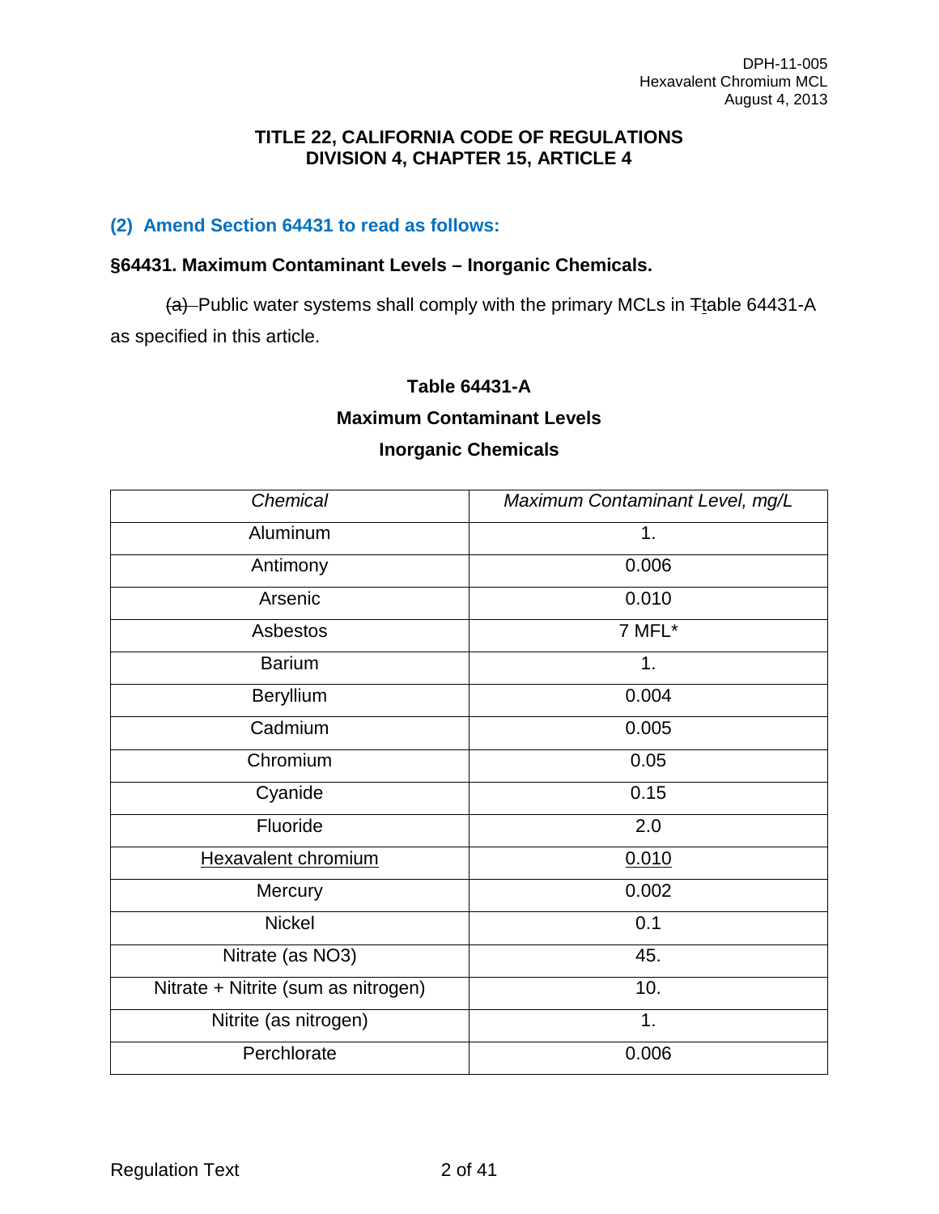### TITLE 22, CALIFORNIA CODE OF REGULATIONS
### DIVISION 4, CHAPTER 15, ARTICLE 4

**(2) Amend Section 64431 to read as follows:**

**§64431. Maximum Contaminant Levels – Inorganic Chemicals.**

~~(a)~~ Public water systems shall comply with the primary MCLs in ~~T~~table 64431-A as specified in this article.

**Table 64431-A**

**Maximum Contaminant Levels**

**Inorganic Chemicals**

| *Chemical* | *Maximum Contaminant Level, mg/L* |
|---|---|
| Aluminum | 1. |
| Antimony | 0.006 |
| Arsenic | 0.010 |
| Asbestos | 7 MFL* |
| Barium | 1. |
| Beryllium | 0.004 |
| Cadmium | 0.005 |
| Chromium | 0.05 |
| Cyanide | 0.15 |
| Fluoride | 2.0 |
| <u>Hexavalent chromium</u> | <u>0.010</u> |
| Mercury | 0.002 |
| Nickel | 0.1 |
| Nitrate (as NO3) | 45. |
| Nitrate + Nitrite (sum as nitrogen) | 10. |
| Nitrite (as nitrogen) | 1. |
| Perchlorate | 0.006 |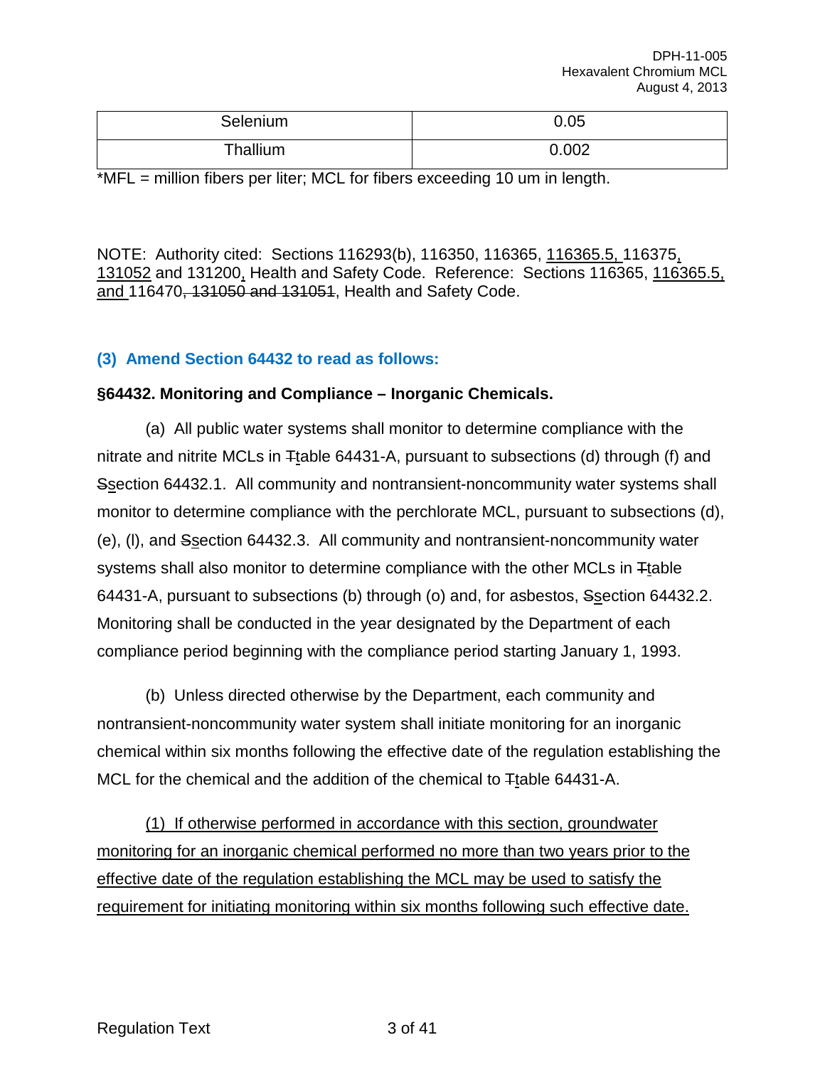| Selenium | 0.05 |
|---|---|
| Thallium | 0.002 |

*MFL = million fibers per liter; MCL for fibers exceeding 10 um in length.

NOTE: Authority cited: Sections 116293(b), 116350, 116365, 116365.5, 116375, 131052 and 131200, Health and Safety Code. Reference: Sections 116365, 116365.5, and 116470, 131050 and 131051, Health and Safety Code.

### (3) Amend Section 64432 to read as follows:

**§64432. Monitoring and Compliance – Inorganic Chemicals.**

(a) All public water systems shall monitor to determine compliance with the nitrate and nitrite MCLs in Ttable 64431-A, pursuant to subsections (d) through (f) and Ssection 64432.1. All community and nontransient-noncommunity water systems shall monitor to determine compliance with the perchlorate MCL, pursuant to subsections (d), (e), (l), and Ssection 64432.3. All community and nontransient-noncommunity water systems shall also monitor to determine compliance with the other MCLs in Ttable 64431-A, pursuant to subsections (b) through (o) and, for asbestos, Ssection 64432.2. Monitoring shall be conducted in the year designated by the Department of each compliance period beginning with the compliance period starting January 1, 1993.

(b) Unless directed otherwise by the Department, each community and nontransient-noncommunity water system shall initiate monitoring for an inorganic chemical within six months following the effective date of the regulation establishing the MCL for the chemical and the addition of the chemical to Ttable 64431-A.

(1) If otherwise performed in accordance with this section, groundwater monitoring for an inorganic chemical performed no more than two years prior to the effective date of the regulation establishing the MCL may be used to satisfy the requirement for initiating monitoring within six months following such effective date.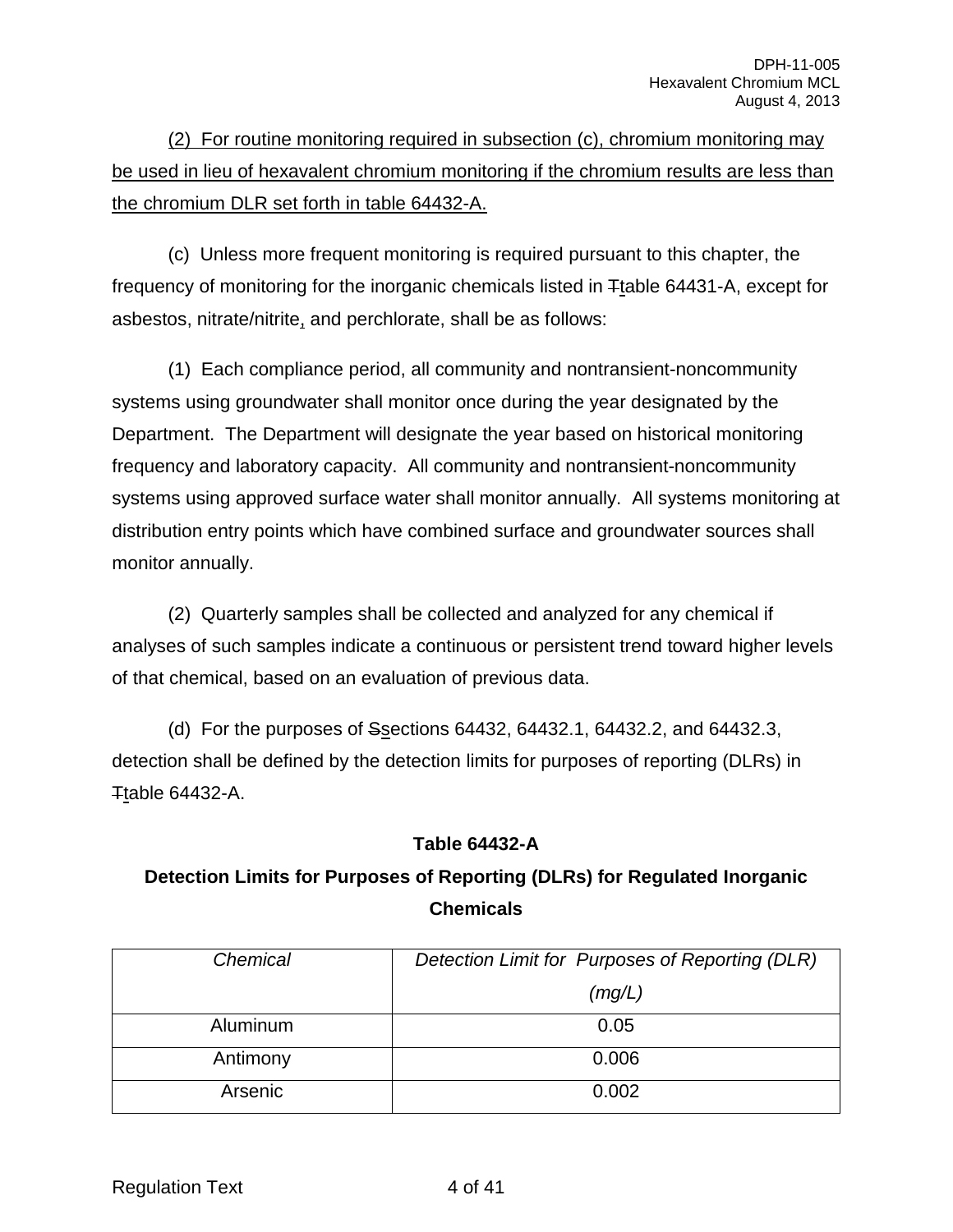(2) For routine monitoring required in subsection (c), chromium monitoring may be used in lieu of hexavalent chromium monitoring if the chromium results are less than the chromium DLR set forth in table 64432-A.

(c) Unless more frequent monitoring is required pursuant to this chapter, the frequency of monitoring for the inorganic chemicals listed in ~~T~~table 64431-A, except for asbestos, nitrate/nitrite, and perchlorate, shall be as follows:

(1) Each compliance period, all community and nontransient-noncommunity systems using groundwater shall monitor once during the year designated by the Department. The Department will designate the year based on historical monitoring frequency and laboratory capacity. All community and nontransient-noncommunity systems using approved surface water shall monitor annually. All systems monitoring at distribution entry points which have combined surface and groundwater sources shall monitor annually.

(2) Quarterly samples shall be collected and analyzed for any chemical if analyses of such samples indicate a continuous or persistent trend toward higher levels of that chemical, based on an evaluation of previous data.

(d) For the purposes of ~~S~~sections 64432, 64432.1, 64432.2, and 64432.3, detection shall be defined by the detection limits for purposes of reporting (DLRs) in ~~T~~table 64432-A.

**Table 64432-A**

**Detection Limits for Purposes of Reporting (DLRs) for Regulated Inorganic Chemicals**

| *Chemical* | *Detection Limit for Purposes of Reporting (DLR) (mg/L)* |
|---|---|
| Aluminum | 0.05 |
| Antimony | 0.006 |
| Arsenic | 0.002 |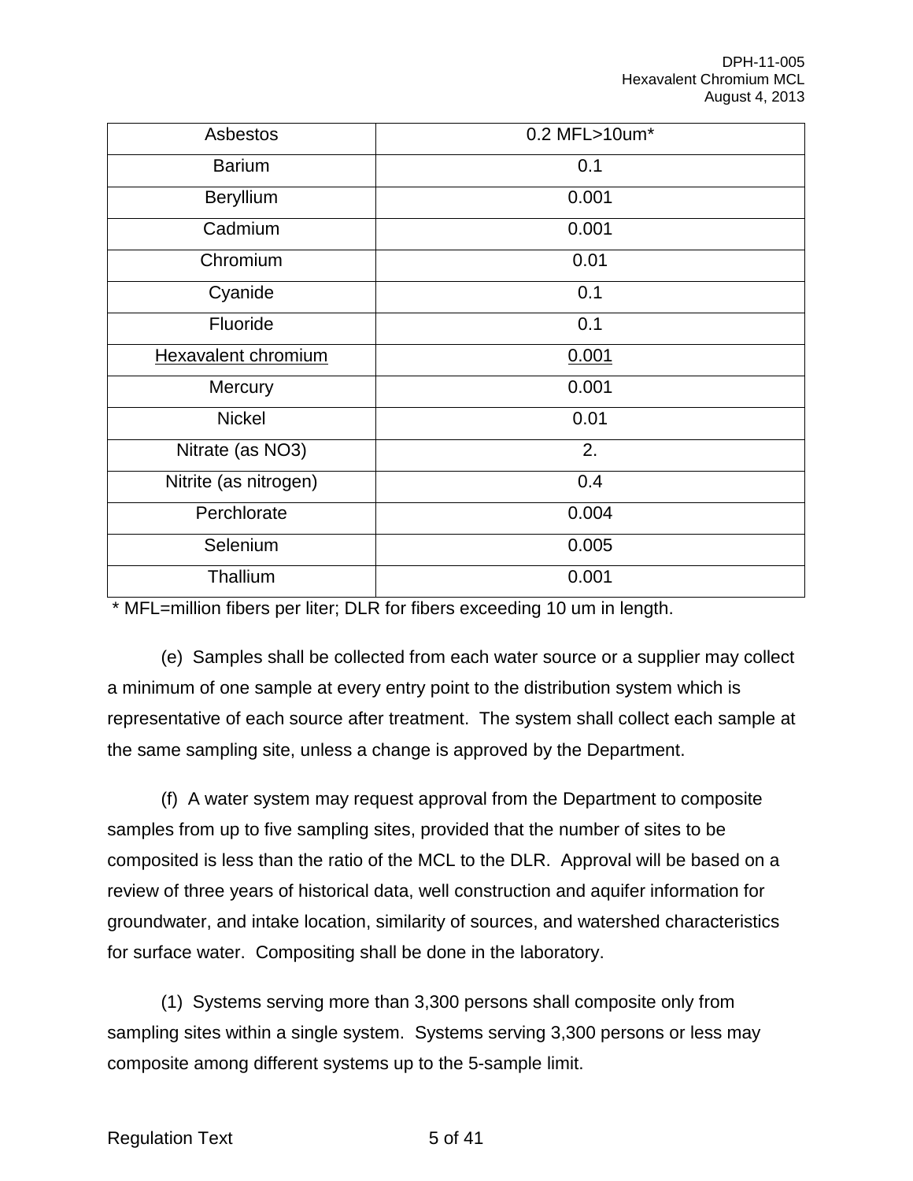| Asbestos | 0.2 MFL>10um* |
|---|---|
| Barium | 0.1 |
| Beryllium | 0.001 |
| Cadmium | 0.001 |
| Chromium | 0.01 |
| Cyanide | 0.1 |
| Fluoride | 0.1 |
| <u>Hexavalent chromium</u> | <u>0.001</u> |
| Mercury | 0.001 |
| Nickel | 0.01 |
| Nitrate (as NO3) | 2. |
| Nitrite (as nitrogen) | 0.4 |
| Perchlorate | 0.004 |
| Selenium | 0.005 |
| Thallium | 0.001 |

* MFL=million fibers per liter; DLR for fibers exceeding 10 um in length.

(e) Samples shall be collected from each water source or a supplier may collect a minimum of one sample at every entry point to the distribution system which is representative of each source after treatment. The system shall collect each sample at the same sampling site, unless a change is approved by the Department.

(f) A water system may request approval from the Department to composite samples from up to five sampling sites, provided that the number of sites to be composited is less than the ratio of the MCL to the DLR. Approval will be based on a review of three years of historical data, well construction and aquifer information for groundwater, and intake location, similarity of sources, and watershed characteristics for surface water. Compositing shall be done in the laboratory.

(1) Systems serving more than 3,300 persons shall composite only from sampling sites within a single system. Systems serving 3,300 persons or less may composite among different systems up to the 5-sample limit.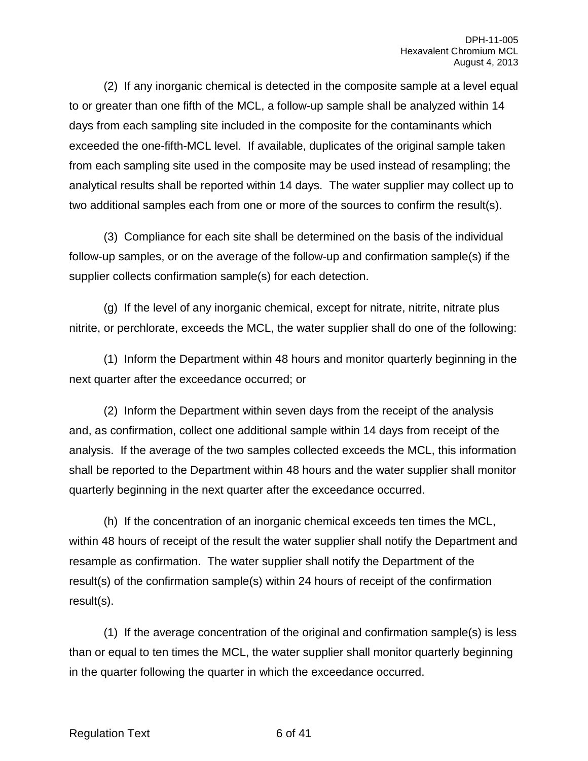(2) If any inorganic chemical is detected in the composite sample at a level equal to or greater than one fifth of the MCL, a follow-up sample shall be analyzed within 14 days from each sampling site included in the composite for the contaminants which exceeded the one-fifth-MCL level. If available, duplicates of the original sample taken from each sampling site used in the composite may be used instead of resampling; the analytical results shall be reported within 14 days. The water supplier may collect up to two additional samples each from one or more of the sources to confirm the result(s).

(3) Compliance for each site shall be determined on the basis of the individual follow-up samples, or on the average of the follow-up and confirmation sample(s) if the supplier collects confirmation sample(s) for each detection.

(g) If the level of any inorganic chemical, except for nitrate, nitrite, nitrate plus nitrite, or perchlorate, exceeds the MCL, the water supplier shall do one of the following:

(1) Inform the Department within 48 hours and monitor quarterly beginning in the next quarter after the exceedance occurred; or

(2) Inform the Department within seven days from the receipt of the analysis and, as confirmation, collect one additional sample within 14 days from receipt of the analysis. If the average of the two samples collected exceeds the MCL, this information shall be reported to the Department within 48 hours and the water supplier shall monitor quarterly beginning in the next quarter after the exceedance occurred.

(h) If the concentration of an inorganic chemical exceeds ten times the MCL, within 48 hours of receipt of the result the water supplier shall notify the Department and resample as confirmation. The water supplier shall notify the Department of the result(s) of the confirmation sample(s) within 24 hours of receipt of the confirmation result(s).

(1) If the average concentration of the original and confirmation sample(s) is less than or equal to ten times the MCL, the water supplier shall monitor quarterly beginning in the quarter following the quarter in which the exceedance occurred.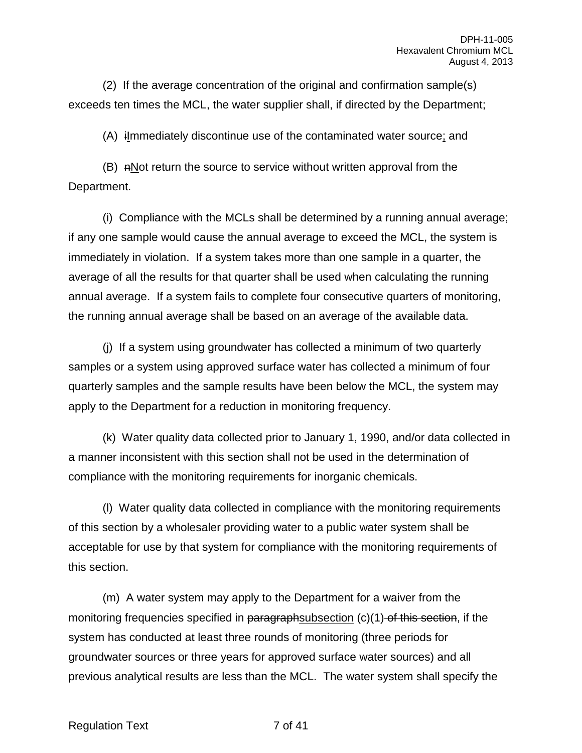(2) If the average concentration of the original and confirmation sample(s) exceeds ten times the MCL, the water supplier shall, if directed by the Department;

(A) ~~i~~Immediately discontinue use of the contaminated water source; and

(B) ~~n~~Not return the source to service without written approval from the Department.

(i) Compliance with the MCLs shall be determined by a running annual average; if any one sample would cause the annual average to exceed the MCL, the system is immediately in violation. If a system takes more than one sample in a quarter, the average of all the results for that quarter shall be used when calculating the running annual average. If a system fails to complete four consecutive quarters of monitoring, the running annual average shall be based on an average of the available data.

(j) If a system using groundwater has collected a minimum of two quarterly samples or a system using approved surface water has collected a minimum of four quarterly samples and the sample results have been below the MCL, the system may apply to the Department for a reduction in monitoring frequency.

(k) Water quality data collected prior to January 1, 1990, and/or data collected in a manner inconsistent with this section shall not be used in the determination of compliance with the monitoring requirements for inorganic chemicals.

(l) Water quality data collected in compliance with the monitoring requirements of this section by a wholesaler providing water to a public water system shall be acceptable for use by that system for compliance with the monitoring requirements of this section.

(m) A water system may apply to the Department for a waiver from the monitoring frequencies specified in ~~paragraph~~subsection (c)(1)~~ of this section~~, if the system has conducted at least three rounds of monitoring (three periods for groundwater sources or three years for approved surface water sources) and all previous analytical results are less than the MCL. The water system shall specify the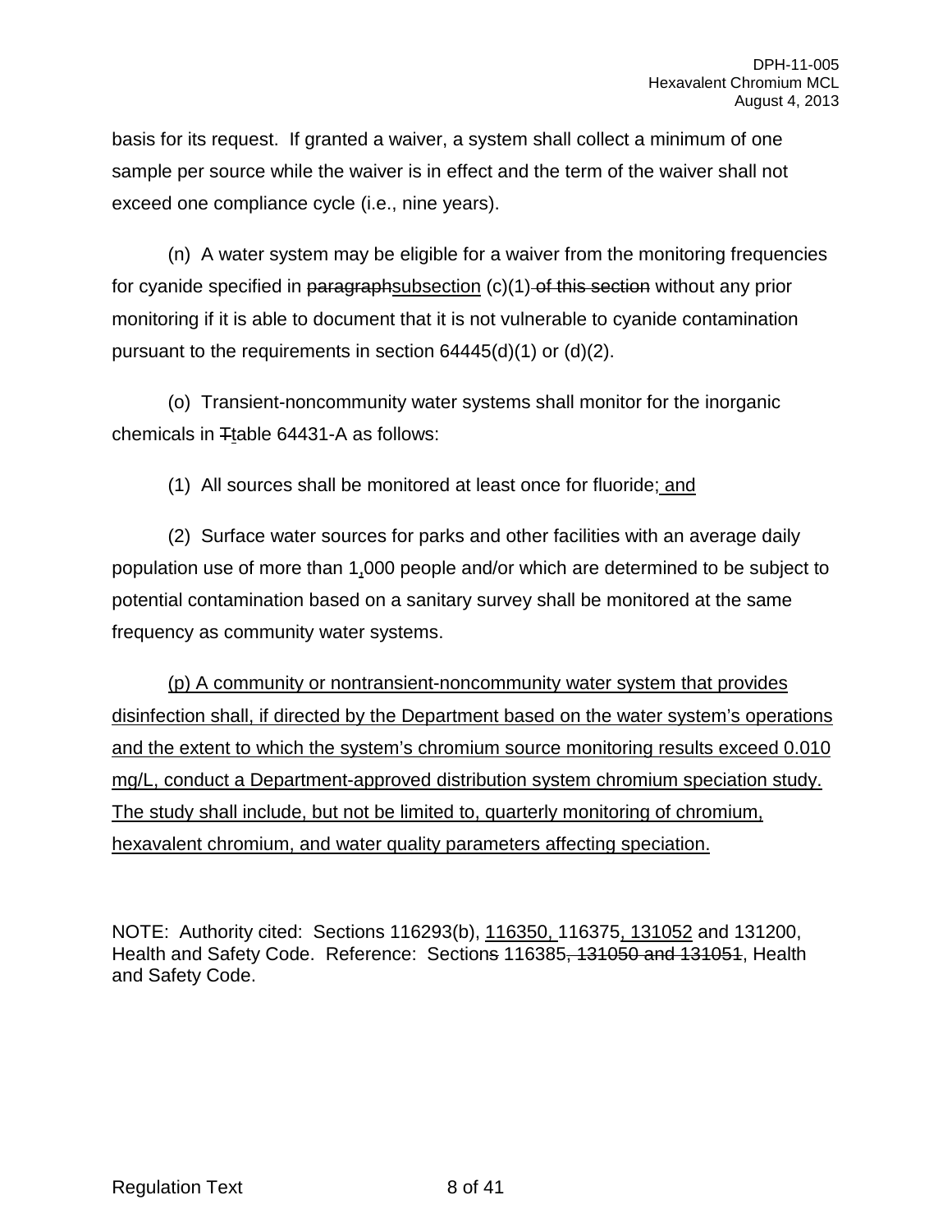basis for its request. If granted a waiver, a system shall collect a minimum of one sample per source while the waiver is in effect and the term of the waiver shall not exceed one compliance cycle (i.e., nine years).

(n) A water system may be eligible for a waiver from the monitoring frequencies for cyanide specified in ~~paragraph~~<u>subsection</u> (c)(1)~~ of this section~~ without any prior monitoring if it is able to document that it is not vulnerable to cyanide contamination pursuant to the requirements in section 64445(d)(1) or (d)(2).

(o) Transient-noncommunity water systems shall monitor for the inorganic chemicals in ~~T~~<u>t</u>able 64431-A as follows:

(1) All sources shall be monitored at least once for fluoride<u>; and</u>

(2) Surface water sources for parks and other facilities with an average daily population use of more than 1<u>,</u>000 people and/or which are determined to be subject to potential contamination based on a sanitary survey shall be monitored at the same frequency as community water systems.

<u>(p) A community or nontransient-noncommunity water system that provides disinfection shall, if directed by the Department based on the water system's operations and the extent to which the system's chromium source monitoring results exceed 0.010 mg/L, conduct a Department-approved distribution system chromium speciation study. The study shall include, but not be limited to, quarterly monitoring of chromium, hexavalent chromium, and water quality parameters affecting speciation.</u>

NOTE: Authority cited: Sections 116293(b), <u>116350,</u> 116375<u>, 131052</u> and 131200, Health and Safety Code. Reference: Section~~s~~ 116385~~, 131050 and 131051~~, Health and Safety Code.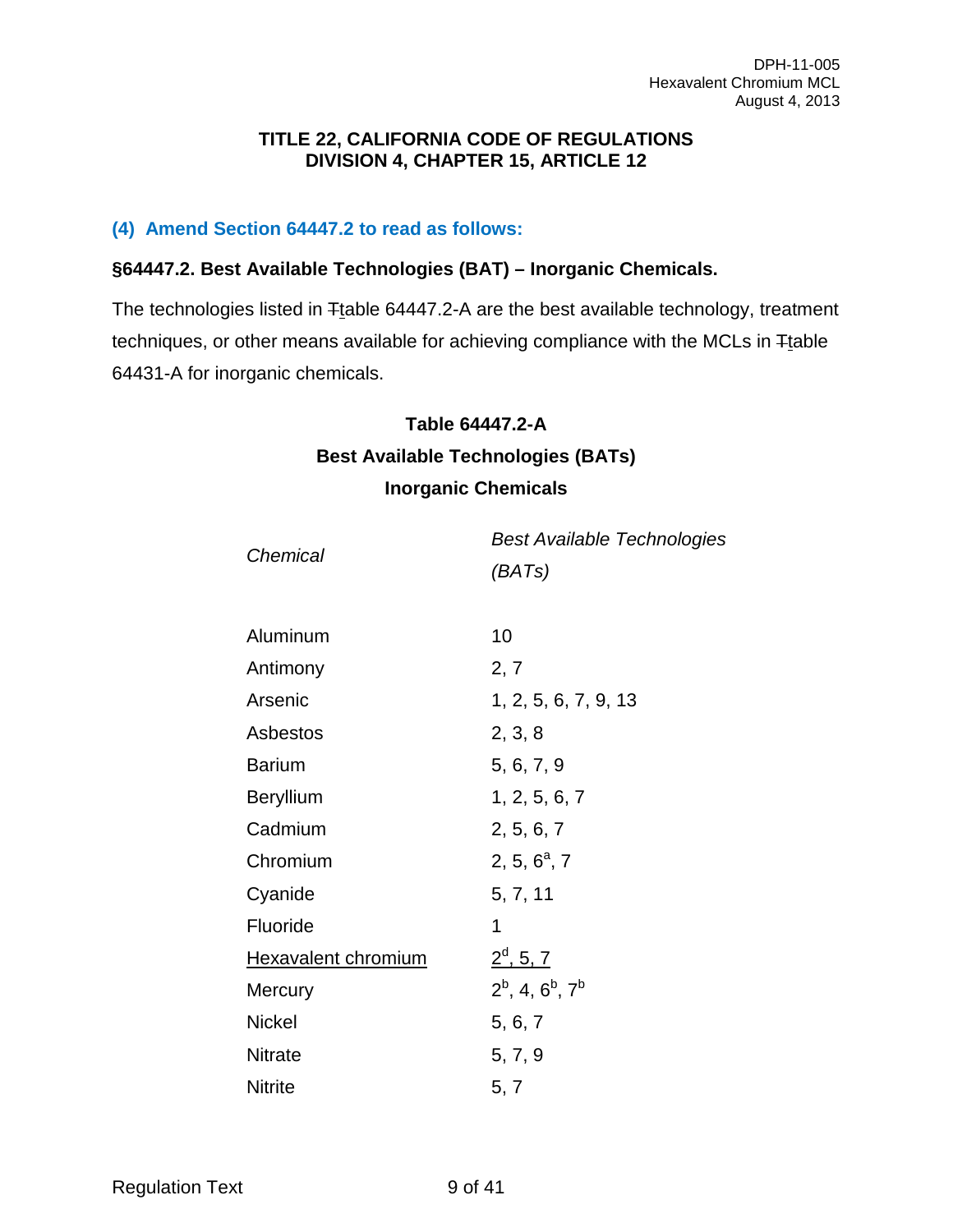### TITLE 22, CALIFORNIA CODE OF REGULATIONS
### DIVISION 4, CHAPTER 15, ARTICLE 12

## (4) Amend Section 64447.2 to read as follows:

### §64447.2. Best Available Technologies (BAT) – Inorganic Chemicals.

The technologies listed in ~~T~~table 64447.2-A are the best available technology, treatment techniques, or other means available for achieving compliance with the MCLs in ~~T~~table 64431-A for inorganic chemicals.

**Table 64447.2-A**
**Best Available Technologies (BATs)**
**Inorganic Chemicals**

| *Chemical* | *Best Available Technologies (BATs)* |
|---|---|
| Aluminum | 10 |
| Antimony | 2, 7 |
| Arsenic | 1, 2, 5, 6, 7, 9, 13 |
| Asbestos | 2, 3, 8 |
| Barium | 5, 6, 7, 9 |
| Beryllium | 1, 2, 5, 6, 7 |
| Cadmium | 2, 5, 6, 7 |
| Chromium | 2, 5, 6[a], 7 |
| Cyanide | 5, 7, 11 |
| Fluoride | 1 |
| <u>Hexavalent chromium</u> | <u>2[d], 5, 7</u> |
| Mercury | 2[b], 4, 6[b], 7[b] |
| Nickel | 5, 6, 7 |
| Nitrate | 5, 7, 9 |
| Nitrite | 5, 7 |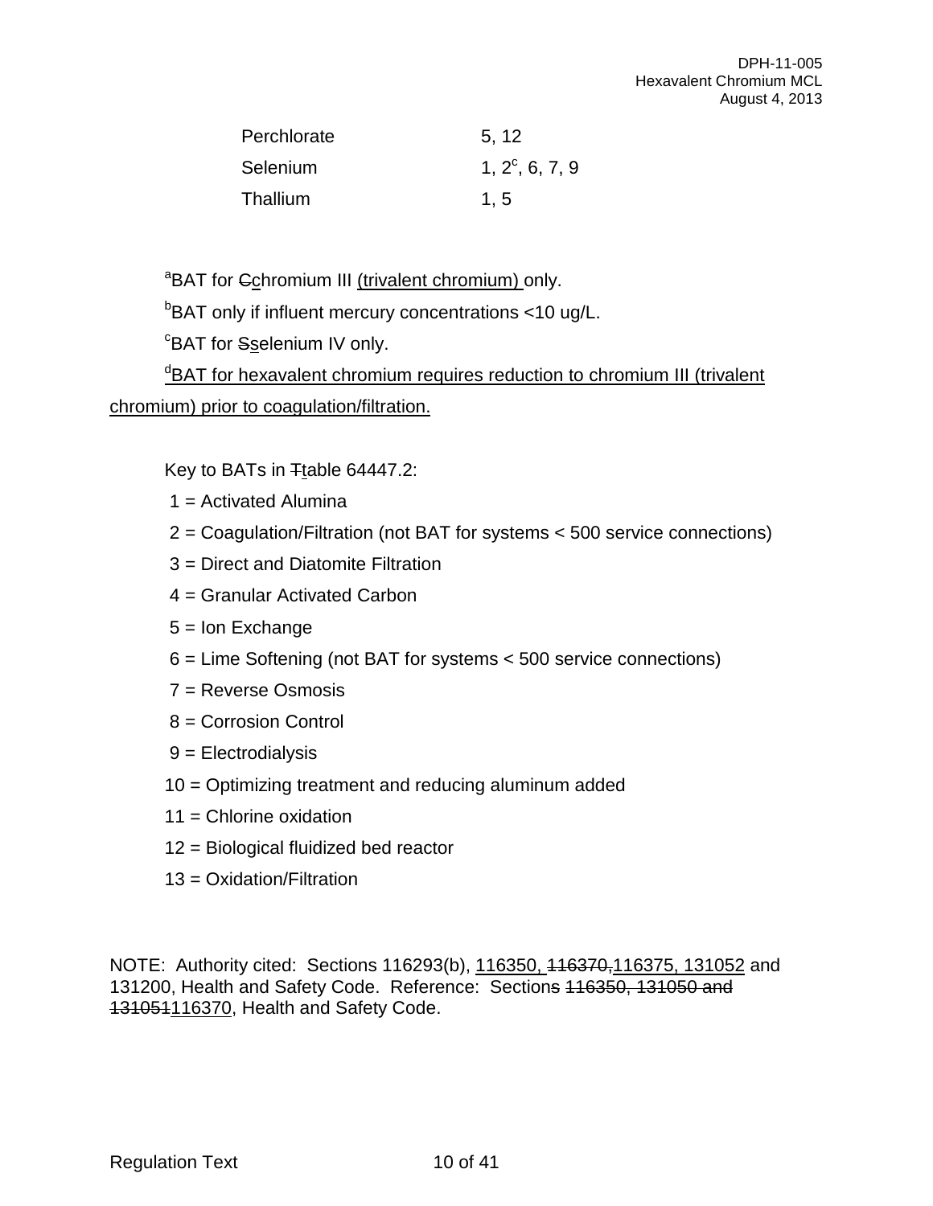| | |
|---|---|
| Perchlorate | 5, 12 |
| Selenium | 1, 2[c], 6, 7, 9 |
| Thallium | 1, 5 |

[a]BAT for ~~C~~c̲hromium III <u>(trivalent chromium)</u> only.

[b]BAT only if influent mercury concentrations <10 ug/L.

[c]BAT for ~~S~~s̲elenium IV only.

<u>[d]BAT for hexavalent chromium requires reduction to chromium III (trivalent chromium) prior to coagulation/filtration.</u>

Key to BATs in ~~T~~t̲able 64447.2:

1 = Activated Alumina

2 = Coagulation/Filtration (not BAT for systems < 500 service connections)

3 = Direct and Diatomite Filtration

4 = Granular Activated Carbon

5 = Ion Exchange

6 = Lime Softening (not BAT for systems < 500 service connections)

7 = Reverse Osmosis

8 = Corrosion Control

9 = Electrodialysis

10 = Optimizing treatment and reducing aluminum added

11 = Chlorine oxidation

12 = Biological fluidized bed reactor

13 = Oxidation/Filtration

NOTE: Authority cited: Sections 116293(b), <u>116350,</u> ~~116370,~~<u>116375, 131052</u> and 131200, Health and Safety Code. Reference: Section~~s~~ ~~116350, 131050 and 131051~~<u>116370</u>, Health and Safety Code.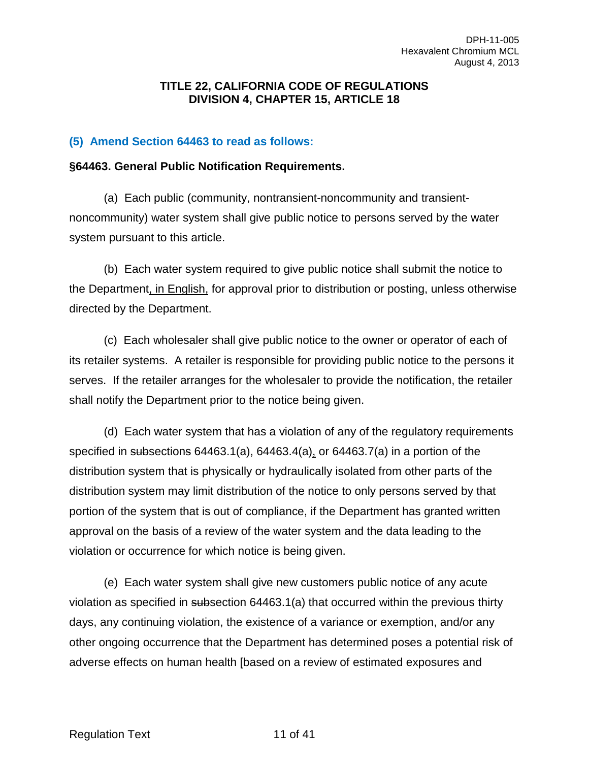# TITLE 22, CALIFORNIA CODE OF REGULATIONS
# DIVISION 4, CHAPTER 15, ARTICLE 18

## (5) Amend Section 64463 to read as follows:

### §64463. General Public Notification Requirements.

(a) Each public (community, nontransient-noncommunity and transient-noncommunity) water system shall give public notice to persons served by the water system pursuant to this article.

(b) Each water system required to give public notice shall submit the notice to the Department, in English, for approval prior to distribution or posting, unless otherwise directed by the Department.

(c) Each wholesaler shall give public notice to the owner or operator of each of its retailer systems. A retailer is responsible for providing public notice to the persons it serves. If the retailer arranges for the wholesaler to provide the notification, the retailer shall notify the Department prior to the notice being given.

(d) Each water system that has a violation of any of the regulatory requirements specified in ~~sub~~sections~~s~~ 64463.1(a), 64463.4(a), or 64463.7(a) in a portion of the distribution system that is physically or hydraulically isolated from other parts of the distribution system may limit distribution of the notice to only persons served by that portion of the system that is out of compliance, if the Department has granted written approval on the basis of a review of the water system and the data leading to the violation or occurrence for which notice is being given.

(e) Each water system shall give new customers public notice of any acute violation as specified in ~~sub~~section 64463.1(a) that occurred within the previous thirty days, any continuing violation, the existence of a variance or exemption, and/or any other ongoing occurrence that the Department has determined poses a potential risk of adverse effects on human health [based on a review of estimated exposures and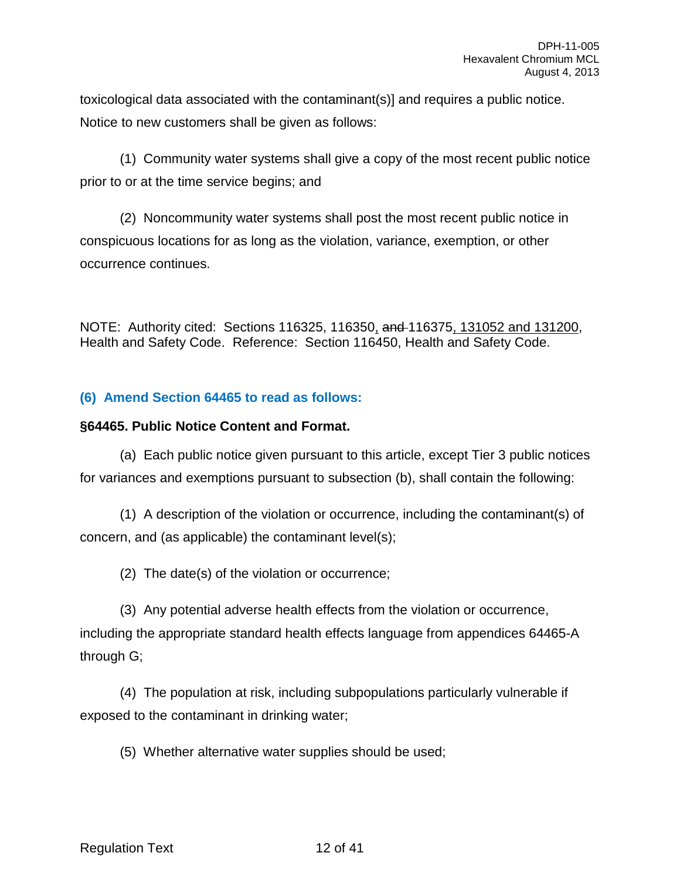toxicological data associated with the contaminant(s)] and requires a public notice. Notice to new customers shall be given as follows:

(1) Community water systems shall give a copy of the most recent public notice prior to or at the time service begins; and

(2) Noncommunity water systems shall post the most recent public notice in conspicuous locations for as long as the violation, variance, exemption, or other occurrence continues.

NOTE: Authority cited: Sections 116325, 116350, ~~and~~ 116375, 131052 and 131200, Health and Safety Code. Reference: Section 116450, Health and Safety Code.

### (6) Amend Section 64465 to read as follows:

**§64465. Public Notice Content and Format.**

(a) Each public notice given pursuant to this article, except Tier 3 public notices for variances and exemptions pursuant to subsection (b), shall contain the following:

(1) A description of the violation or occurrence, including the contaminant(s) of concern, and (as applicable) the contaminant level(s);

(2) The date(s) of the violation or occurrence;

(3) Any potential adverse health effects from the violation or occurrence, including the appropriate standard health effects language from appendices 64465-A through G;

(4) The population at risk, including subpopulations particularly vulnerable if exposed to the contaminant in drinking water;

(5) Whether alternative water supplies should be used;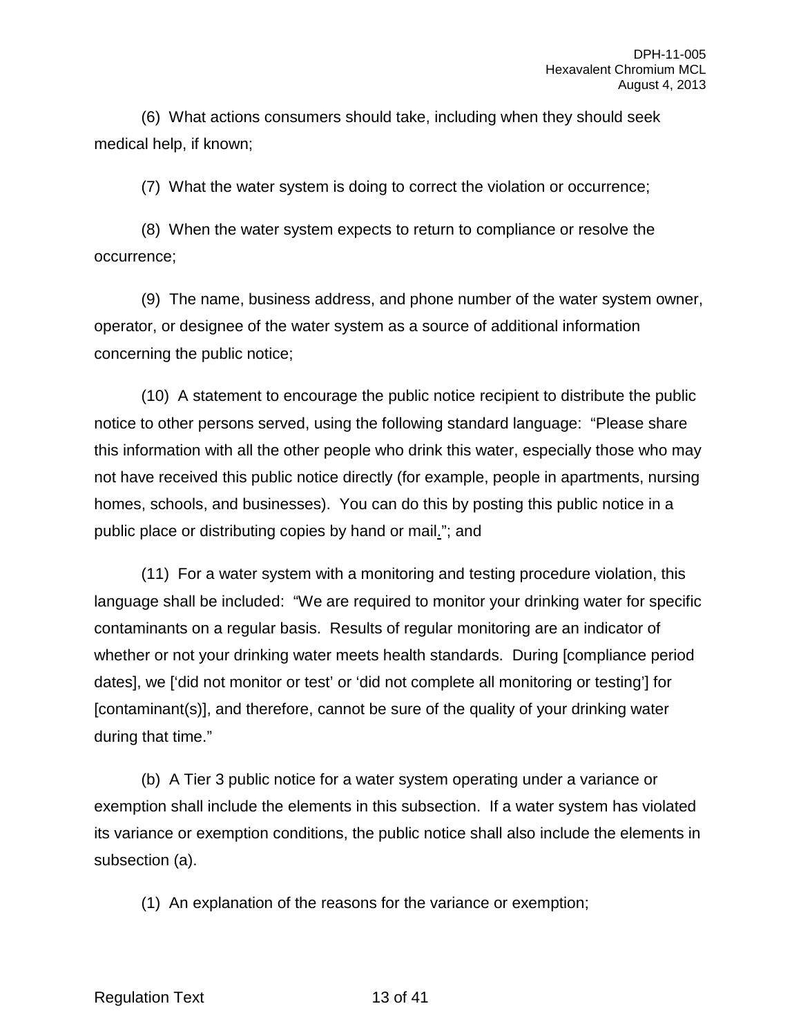(6) What actions consumers should take, including when they should seek medical help, if known;

(7) What the water system is doing to correct the violation or occurrence;

(8) When the water system expects to return to compliance or resolve the occurrence;

(9) The name, business address, and phone number of the water system owner, operator, or designee of the water system as a source of additional information concerning the public notice;

(10) A statement to encourage the public notice recipient to distribute the public notice to other persons served, using the following standard language: "Please share this information with all the other people who drink this water, especially those who may not have received this public notice directly (for example, people in apartments, nursing homes, schools, and businesses). You can do this by posting this public notice in a public place or distributing copies by hand or mail."; and

(11) For a water system with a monitoring and testing procedure violation, this language shall be included: "We are required to monitor your drinking water for specific contaminants on a regular basis. Results of regular monitoring are an indicator of whether or not your drinking water meets health standards. During [compliance period dates], we ['did not monitor or test' or 'did not complete all monitoring or testing'] for [contaminant(s)], and therefore, cannot be sure of the quality of your drinking water during that time."

(b) A Tier 3 public notice for a water system operating under a variance or exemption shall include the elements in this subsection. If a water system has violated its variance or exemption conditions, the public notice shall also include the elements in subsection (a).

(1) An explanation of the reasons for the variance or exemption;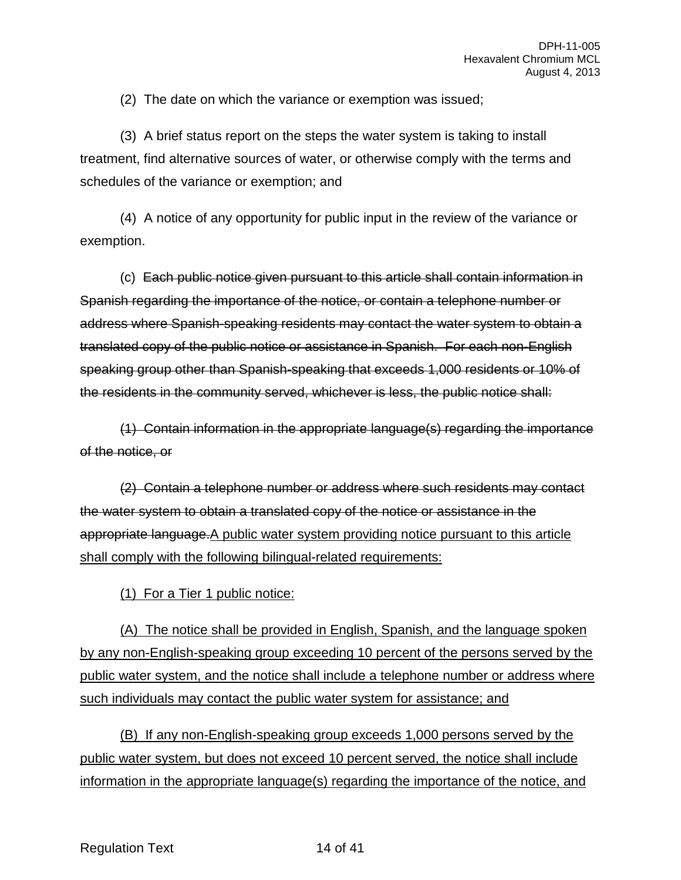(2) The date on which the variance or exemption was issued;

(3) A brief status report on the steps the water system is taking to install treatment, find alternative sources of water, or otherwise comply with the terms and schedules of the variance or exemption; and

(4) A notice of any opportunity for public input in the review of the variance or exemption.

(c) ~~Each public notice given pursuant to this article shall contain information in Spanish regarding the importance of the notice, or contain a telephone number or address where Spanish-speaking residents may contact the water system to obtain a translated copy of the public notice or assistance in Spanish. For each non-English speaking group other than Spanish-speaking that exceeds 1,000 residents or 10% of the residents in the community served, whichever is less, the public notice shall:~~

~~(1) Contain information in the appropriate language(s) regarding the importance of the notice, or~~

~~(2) Contain a telephone number or address where such residents may contact the water system to obtain a translated copy of the notice or assistance in the appropriate language.~~<u>A public water system providing notice pursuant to this article shall comply with the following bilingual-related requirements:</u>

<u>(1) For a Tier 1 public notice:</u>

<u>(A) The notice shall be provided in English, Spanish, and the language spoken by any non-English-speaking group exceeding 10 percent of the persons served by the public water system, and the notice shall include a telephone number or address where such individuals may contact the public water system for assistance; and</u>

<u>(B) If any non-English-speaking group exceeds 1,000 persons served by the public water system, but does not exceed 10 percent served, the notice shall include information in the appropriate language(s) regarding the importance of the notice, and</u>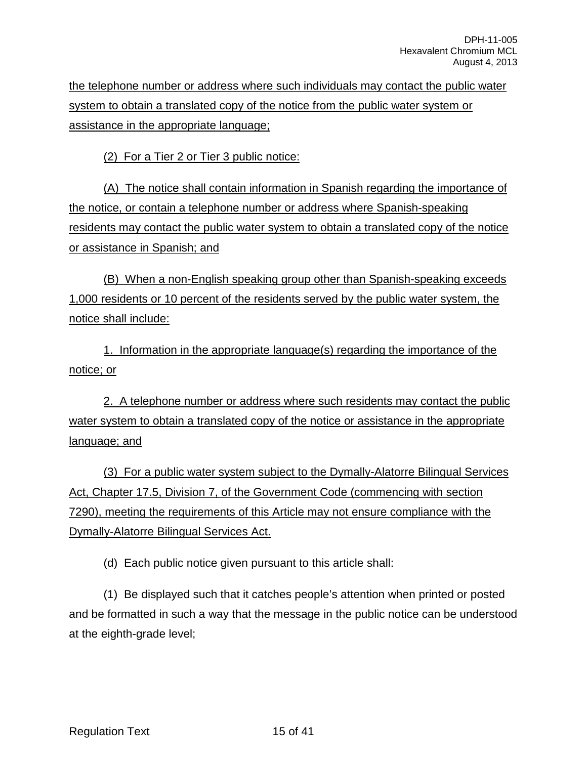the telephone number or address where such individuals may contact the public water system to obtain a translated copy of the notice from the public water system or assistance in the appropriate language;

(2) For a Tier 2 or Tier 3 public notice:

(A) The notice shall contain information in Spanish regarding the importance of the notice, or contain a telephone number or address where Spanish-speaking residents may contact the public water system to obtain a translated copy of the notice or assistance in Spanish; and

(B) When a non-English speaking group other than Spanish-speaking exceeds 1,000 residents or 10 percent of the residents served by the public water system, the notice shall include:

1. Information in the appropriate language(s) regarding the importance of the notice; or

2. A telephone number or address where such residents may contact the public water system to obtain a translated copy of the notice or assistance in the appropriate language; and

(3) For a public water system subject to the Dymally-Alatorre Bilingual Services Act, Chapter 17.5, Division 7, of the Government Code (commencing with section 7290), meeting the requirements of this Article may not ensure compliance with the Dymally-Alatorre Bilingual Services Act.

(d) Each public notice given pursuant to this article shall:

(1) Be displayed such that it catches people's attention when printed or posted and be formatted in such a way that the message in the public notice can be understood at the eighth-grade level;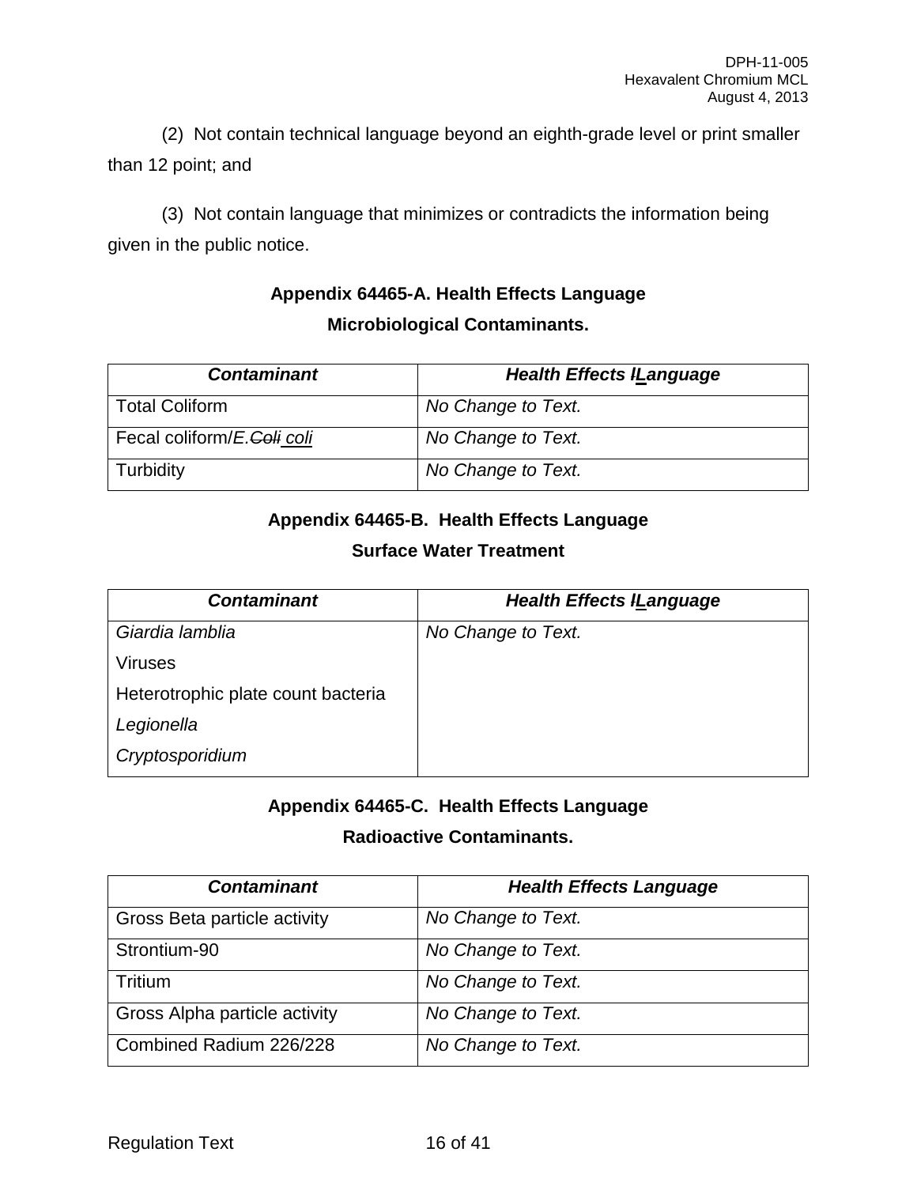(2) Not contain technical language beyond an eighth-grade level or print smaller than 12 point; and

(3) Not contain language that minimizes or contradicts the information being given in the public notice.

## Appendix 64465-A. Health Effects Language

### Microbiological Contaminants.

| ***Contaminant*** | ***Health Effects lLanguage*** |
|---|---|
| Total Coliform | *No Change to Text.* |
| Fecal coliform/*E.~~Coli~~ coli* | *No Change to Text.* |
| Turbidity | *No Change to Text.* |

## Appendix 64465-B. Health Effects Language

### Surface Water Treatment

| ***Contaminant*** | ***Health Effects lLanguage*** |
|---|---|
| *Giardia lamblia*<br>Viruses<br>Heterotrophic plate count bacteria<br>*Legionella*<br>*Cryptosporidium* | *No Change to Text.* |

## Appendix 64465-C. Health Effects Language

### Radioactive Contaminants.

| ***Contaminant*** | ***Health Effects Language*** |
|---|---|
| Gross Beta particle activity | *No Change to Text.* |
| Strontium-90 | *No Change to Text.* |
| Tritium | *No Change to Text.* |
| Gross Alpha particle activity | *No Change to Text.* |
| Combined Radium 226/228 | *No Change to Text.* |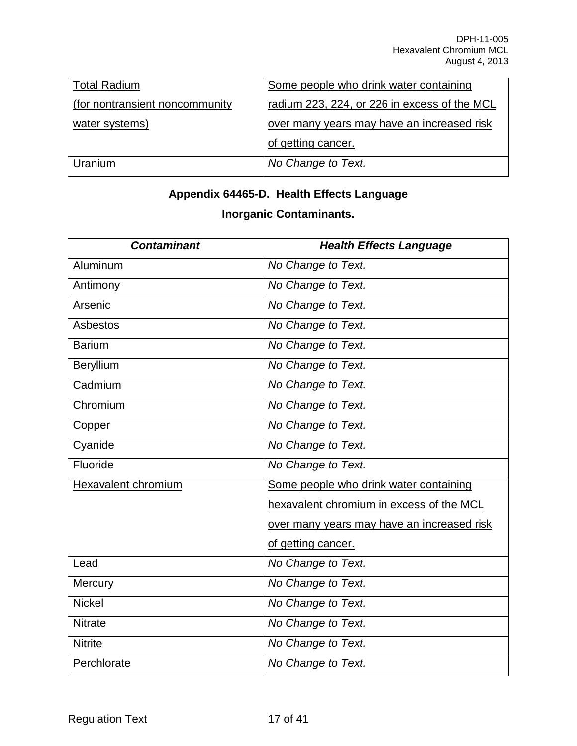| Total Radium (for nontransient noncommunity water systems) | Some people who drink water containing radium 223, 224, or 226 in excess of the MCL over many years may have an increased risk of getting cancer. |
|---|---|
| Uranium | *No Change to Text.* |

**Appendix 64465-D. Health Effects Language**

**Inorganic Contaminants.**

| ***Contaminant*** | ***Health Effects Language*** |
|---|---|
| Aluminum | *No Change to Text.* |
| Antimony | *No Change to Text.* |
| Arsenic | *No Change to Text.* |
| Asbestos | *No Change to Text.* |
| Barium | *No Change to Text.* |
| Beryllium | *No Change to Text.* |
| Cadmium | *No Change to Text.* |
| Chromium | *No Change to Text.* |
| Copper | *No Change to Text.* |
| Cyanide | *No Change to Text.* |
| Fluoride | *No Change to Text.* |
| Hexavalent chromium | Some people who drink water containing hexavalent chromium in excess of the MCL over many years may have an increased risk of getting cancer. |
| Lead | *No Change to Text.* |
| Mercury | *No Change to Text.* |
| Nickel | *No Change to Text.* |
| Nitrate | *No Change to Text.* |
| Nitrite | *No Change to Text.* |
| Perchlorate | *No Change to Text.* |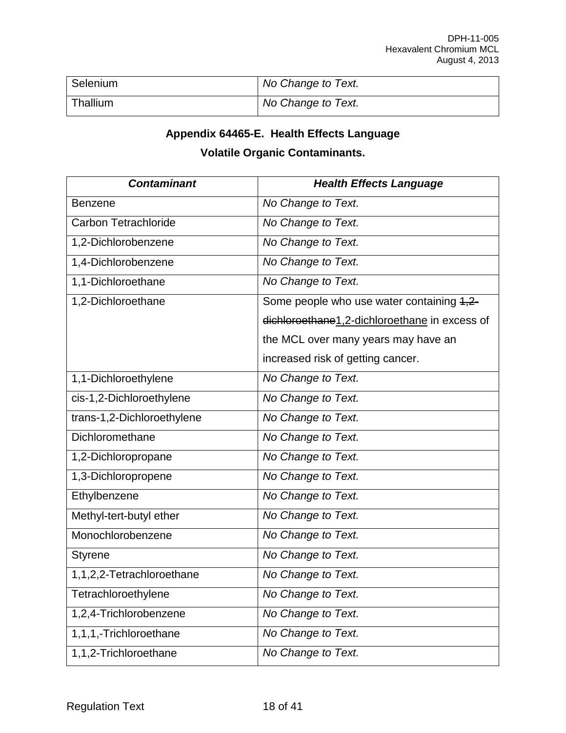| Selenium | *No Change to Text.* |
|---|---|
| Thallium | *No Change to Text.* |

**Appendix 64465-E. Health Effects Language**

**Volatile Organic Contaminants.**

| ***Contaminant*** | ***Health Effects Language*** |
|---|---|
| Benzene | *No Change to Text.* |
| Carbon Tetrachloride | *No Change to Text.* |
| 1,2-Dichlorobenzene | *No Change to Text.* |
| 1,4-Dichlorobenzene | *No Change to Text.* |
| 1,1-Dichloroethane | *No Change to Text.* |
| 1,2-Dichloroethane | Some people who use water containing ~~1,2-dichloroethane~~<u>1,2-dichloroethane</u> in excess of the MCL over many years may have an increased risk of getting cancer. |
| 1,1-Dichloroethylene | *No Change to Text.* |
| cis-1,2-Dichloroethylene | *No Change to Text.* |
| trans-1,2-Dichloroethylene | *No Change to Text.* |
| Dichloromethane | *No Change to Text.* |
| 1,2-Dichloropropane | *No Change to Text.* |
| 1,3-Dichloropropene | *No Change to Text.* |
| Ethylbenzene | *No Change to Text.* |
| Methyl-tert-butyl ether | *No Change to Text.* |
| Monochlorobenzene | *No Change to Text.* |
| Styrene | *No Change to Text.* |
| 1,1,2,2-Tetrachloroethane | *No Change to Text.* |
| Tetrachloroethylene | *No Change to Text.* |
| 1,2,4-Trichlorobenzene | *No Change to Text.* |
| 1,1,1,-Trichloroethane | *No Change to Text.* |
| 1,1,2-Trichloroethane | *No Change to Text.* |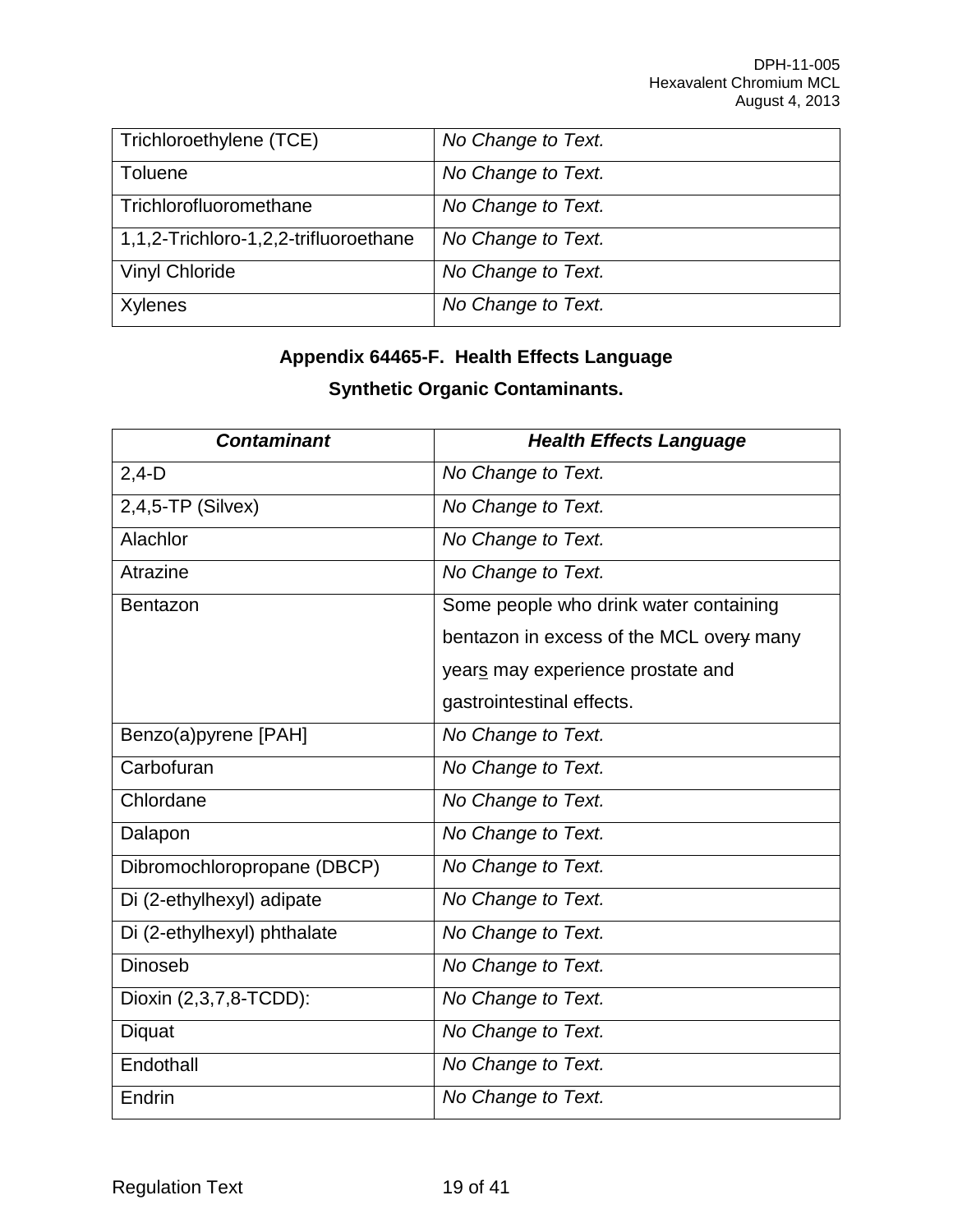| | |
|---|---|
| Trichloroethylene (TCE) | *No Change to Text.* |
| Toluene | *No Change to Text.* |
| Trichlorofluoromethane | *No Change to Text.* |
| 1,1,2-Trichloro-1,2,2-trifluoroethane | *No Change to Text.* |
| Vinyl Chloride | *No Change to Text.* |
| Xylenes | *No Change to Text.* |

### Appendix 64465-F. Health Effects Language

### Synthetic Organic Contaminants.

| ***Contaminant*** | ***Health Effects Language*** |
|---|---|
| 2,4-D | *No Change to Text.* |
| 2,4,5-TP (Silvex) | *No Change to Text.* |
| Alachlor | *No Change to Text.* |
| Atrazine | *No Change to Text.* |
| Bentazon | Some people who drink water containing bentazon in excess of the MCL ~~over-~~ many years may experience prostate and gastrointestinal effects. |
| Benzo(a)pyrene [PAH] | *No Change to Text.* |
| Carbofuran | *No Change to Text.* |
| Chlordane | *No Change to Text.* |
| Dalapon | *No Change to Text.* |
| Dibromochloropropane (DBCP) | *No Change to Text.* |
| Di (2-ethylhexyl) adipate | *No Change to Text.* |
| Di (2-ethylhexyl) phthalate | *No Change to Text.* |
| Dinoseb | *No Change to Text.* |
| Dioxin (2,3,7,8-TCDD): | *No Change to Text.* |
| Diquat | *No Change to Text.* |
| Endothall | *No Change to Text.* |
| Endrin | *No Change to Text.* |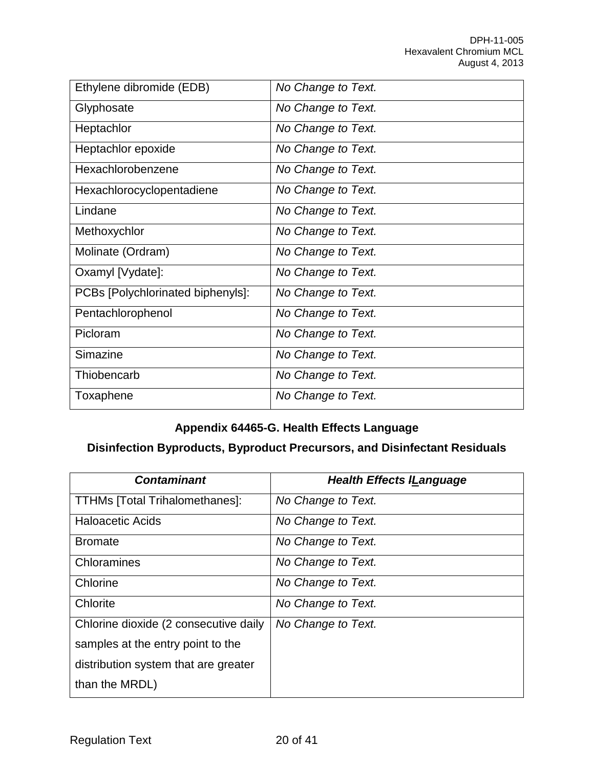| Ethylene dibromide (EDB) | *No Change to Text.* |
|---|---|
| Glyphosate | *No Change to Text.* |
| Heptachlor | *No Change to Text.* |
| Heptachlor epoxide | *No Change to Text.* |
| Hexachlorobenzene | *No Change to Text.* |
| Hexachlorocyclopentadiene | *No Change to Text.* |
| Lindane | *No Change to Text.* |
| Methoxychlor | *No Change to Text.* |
| Molinate (Ordram) | *No Change to Text.* |
| Oxamyl [Vydate]: | *No Change to Text.* |
| PCBs [Polychlorinated biphenyls]: | *No Change to Text.* |
| Pentachlorophenol | *No Change to Text.* |
| Picloram | *No Change to Text.* |
| Simazine | *No Change to Text.* |
| Thiobencarb | *No Change to Text.* |
| Toxaphene | *No Change to Text.* |

## Appendix 64465-G. Health Effects Language

### Disinfection Byproducts, Byproduct Precursors, and Disinfectant Residuals

| ***Contaminant*** | ***Health Effects lLanguage*** |
|---|---|
| TTHMs [Total Trihalomethanes]: | *No Change to Text.* |
| Haloacetic Acids | *No Change to Text.* |
| Bromate | *No Change to Text.* |
| Chloramines | *No Change to Text.* |
| Chlorine | *No Change to Text.* |
| Chlorite | *No Change to Text.* |
| Chlorine dioxide (2 consecutive daily samples at the entry point to the distribution system that are greater than the MRDL) | *No Change to Text.* |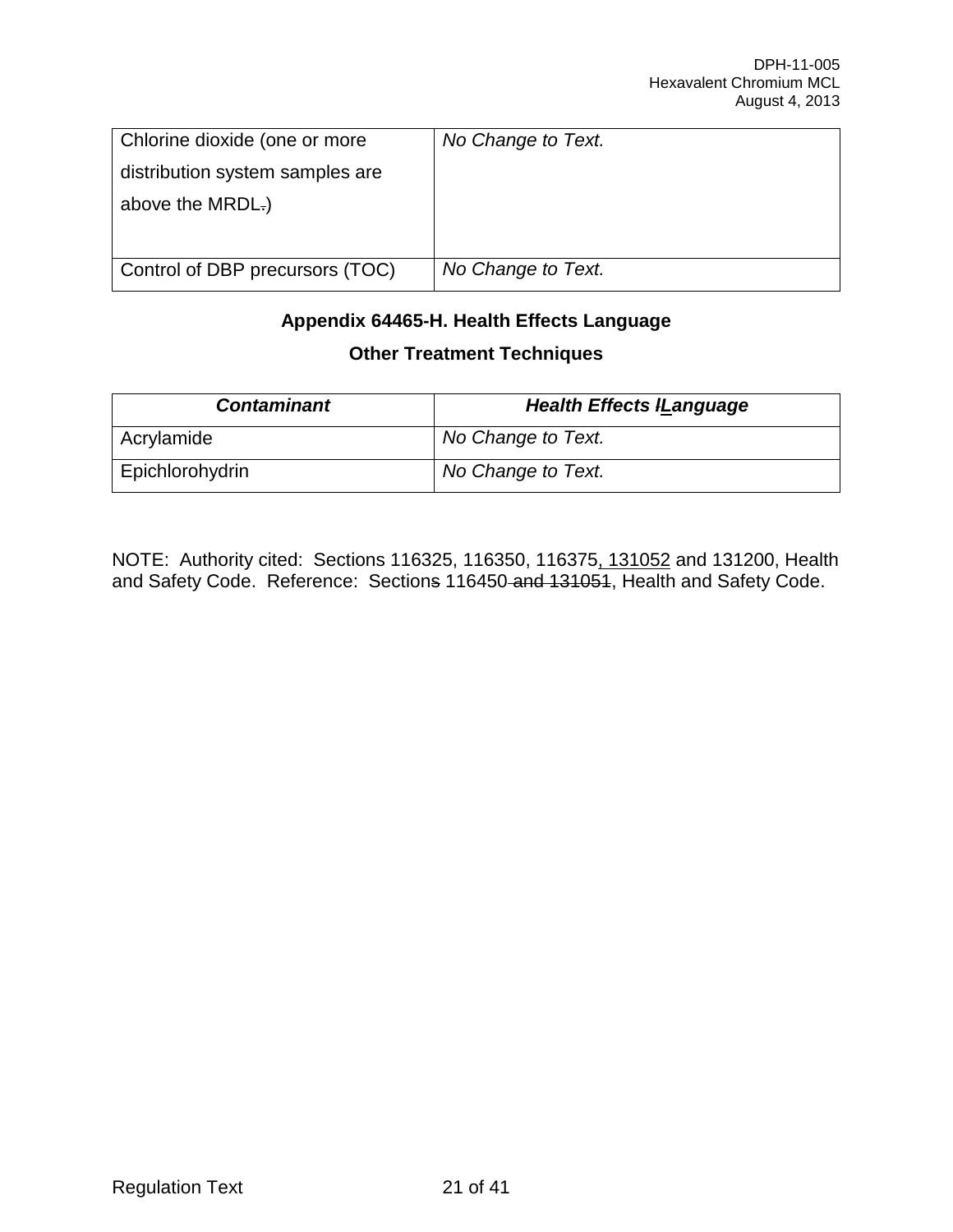| | |
|---|---|
| Chlorine dioxide (one or more distribution system samples are above the MRDL.) | *No Change to Text.* |
| Control of DBP precursors (TOC) | *No Change to Text.* |

**Appendix 64465-H. Health Effects Language**

**Other Treatment Techniques**

| ***Contaminant*** | ***Health Effects lLanguage*** |
|---|---|
| Acrylamide | *No Change to Text.* |
| Epichlorohydrin | *No Change to Text.* |

NOTE: Authority cited: Sections 116325, 116350, 116375, 131052 and 131200, Health and Safety Code. Reference: Sections 116450 and 131051, Health and Safety Code.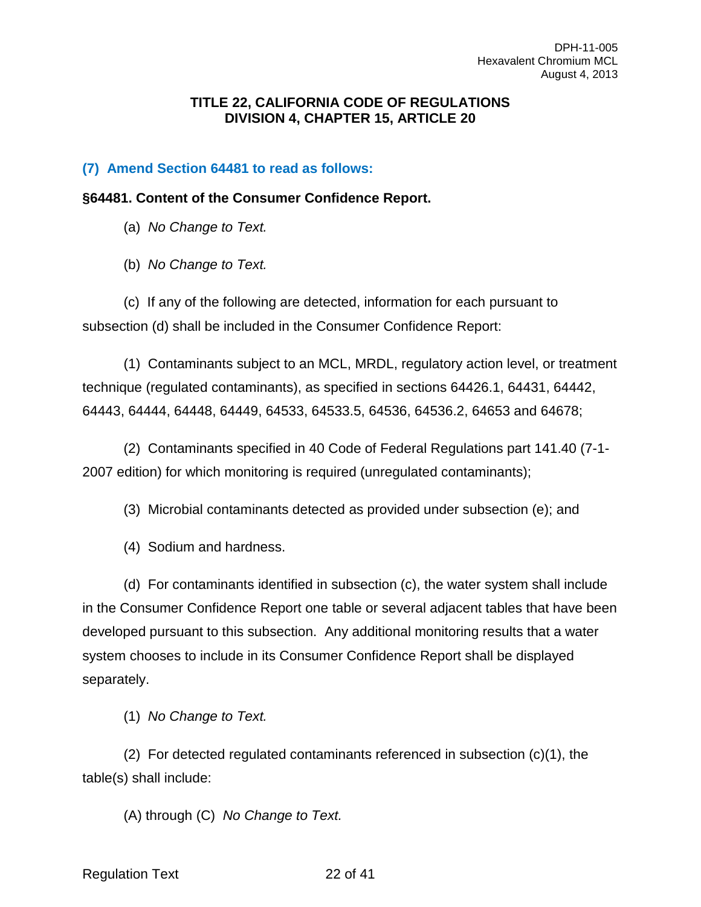## TITLE 22, CALIFORNIA CODE OF REGULATIONS
## DIVISION 4, CHAPTER 15, ARTICLE 20

### (7) Amend Section 64481 to read as follows:

**§64481. Content of the Consumer Confidence Report.**

(a) *No Change to Text.*

(b) *No Change to Text.*

(c) If any of the following are detected, information for each pursuant to subsection (d) shall be included in the Consumer Confidence Report:

(1) Contaminants subject to an MCL, MRDL, regulatory action level, or treatment technique (regulated contaminants), as specified in sections 64426.1, 64431, 64442, 64443, 64444, 64448, 64449, 64533, 64533.5, 64536, 64536.2, 64653 and 64678;

(2) Contaminants specified in 40 Code of Federal Regulations part 141.40 (7-1-2007 edition) for which monitoring is required (unregulated contaminants);

(3) Microbial contaminants detected as provided under subsection (e); and

(4) Sodium and hardness.

(d) For contaminants identified in subsection (c), the water system shall include in the Consumer Confidence Report one table or several adjacent tables that have been developed pursuant to this subsection. Any additional monitoring results that a water system chooses to include in its Consumer Confidence Report shall be displayed separately.

(1) *No Change to Text.*

(2) For detected regulated contaminants referenced in subsection (c)(1), the table(s) shall include:

(A) through (C) *No Change to Text.*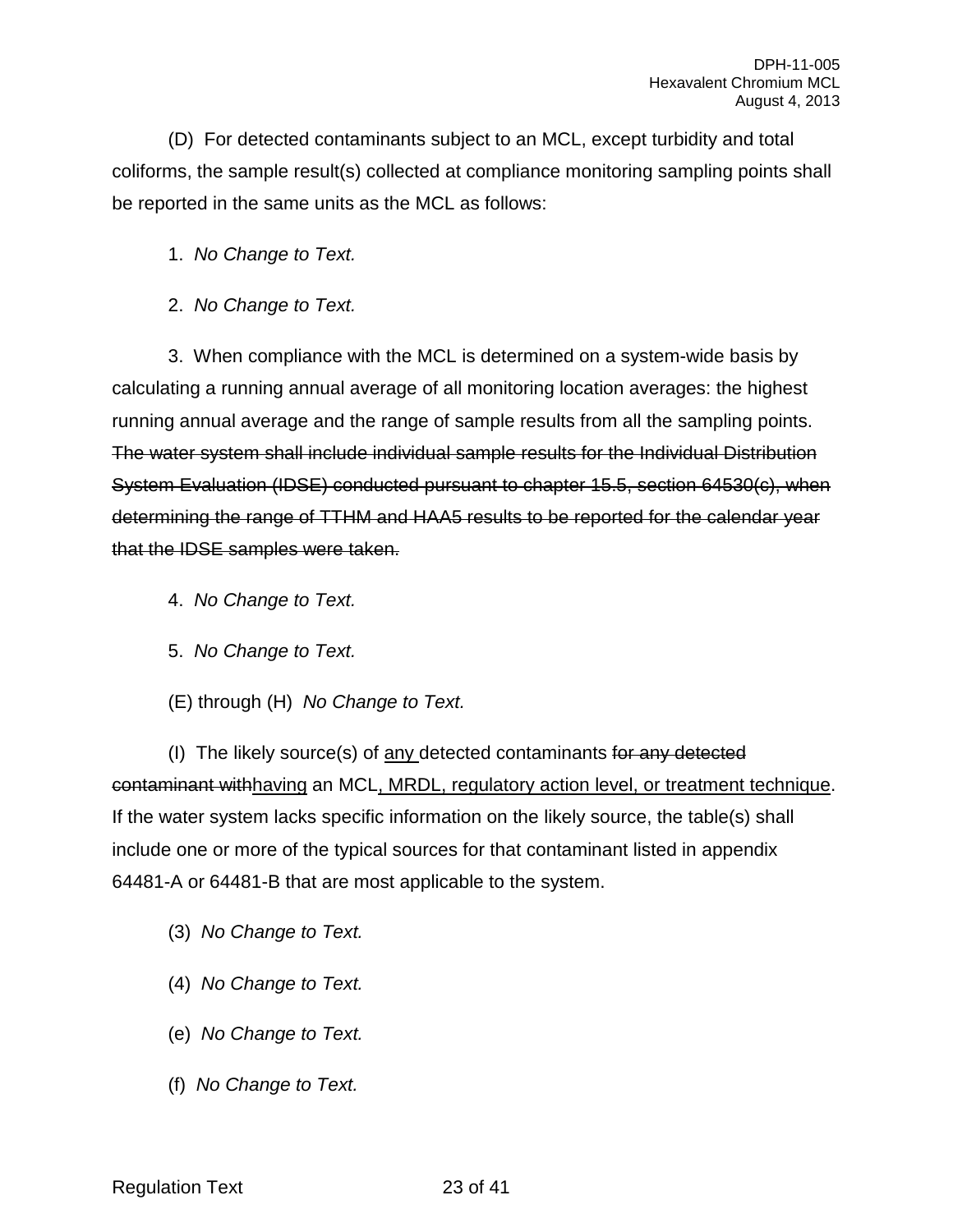(D)  For detected contaminants subject to an MCL, except turbidity and total coliforms, the sample result(s) collected at compliance monitoring sampling points shall be reported in the same units as the MCL as follows:

1.  *No Change to Text.*

2.  *No Change to Text.*

3.  When compliance with the MCL is determined on a system-wide basis by calculating a running annual average of all monitoring location averages: the highest running annual average and the range of sample results from all the sampling points. ~~The water system shall include individual sample results for the Individual Distribution System Evaluation (IDSE) conducted pursuant to chapter 15.5, section 64530(c), when determining the range of TTHM and HAA5 results to be reported for the calendar year that the IDSE samples were taken.~~

4.  *No Change to Text.*

5.  *No Change to Text.*

(E) through (H)  *No Change to Text.*

(I)  The likely source(s) of <u>any</u> detected contaminants ~~for any detected contaminant with~~<u>having</u> an MCL<u>, MRDL, regulatory action level, or treatment technique</u>. If the water system lacks specific information on the likely source, the table(s) shall include one or more of the typical sources for that contaminant listed in appendix 64481-A or 64481-B that are most applicable to the system.

(3)  *No Change to Text.*

(4)  *No Change to Text.*

(e)  *No Change to Text.*

(f)  *No Change to Text.*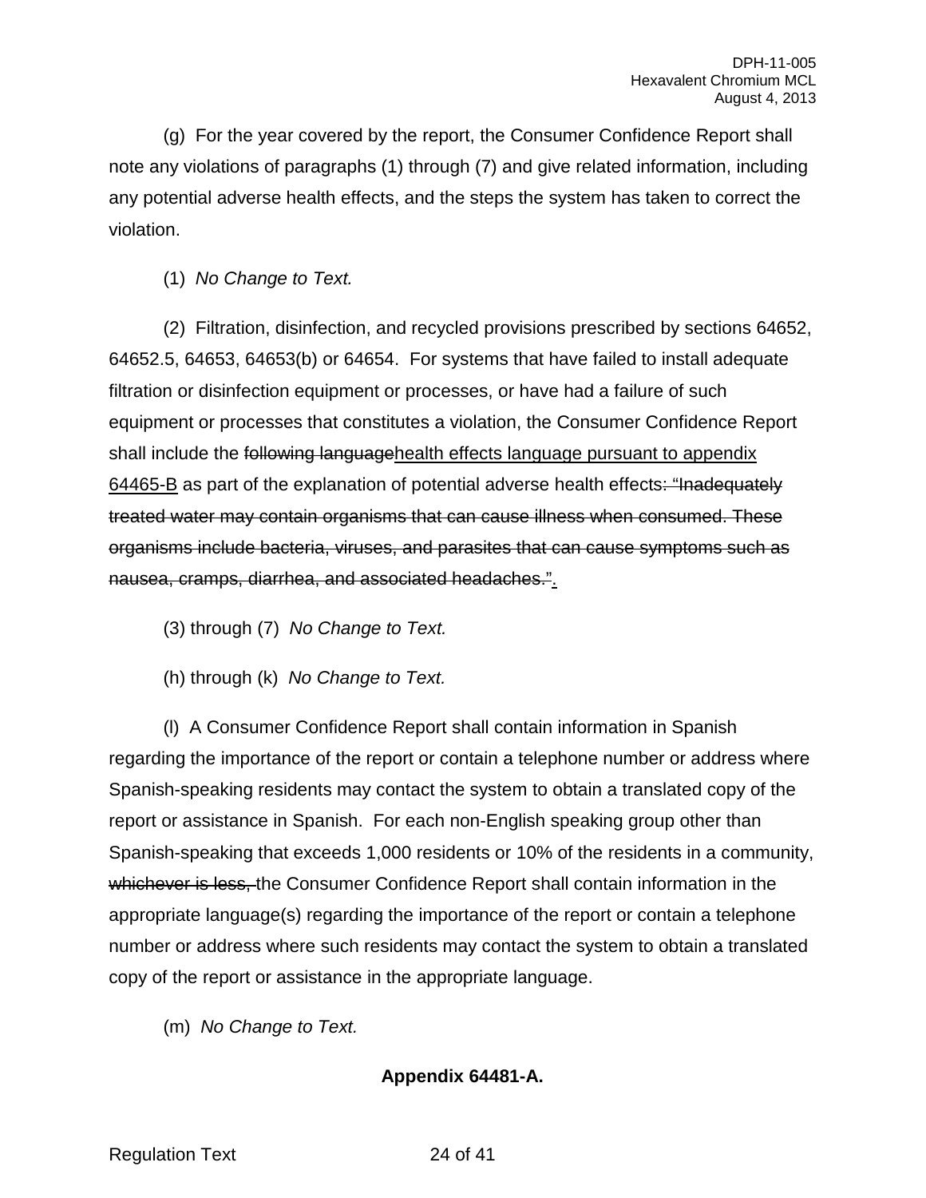(g) For the year covered by the report, the Consumer Confidence Report shall note any violations of paragraphs (1) through (7) and give related information, including any potential adverse health effects, and the steps the system has taken to correct the violation.

(1) *No Change to Text.*

(2) Filtration, disinfection, and recycled provisions prescribed by sections 64652, 64652.5, 64653, 64653(b) or 64654. For systems that have failed to install adequate filtration or disinfection equipment or processes, or have had a failure of such equipment or processes that constitutes a violation, the Consumer Confidence Report shall include the ~~following language~~<u>health effects language pursuant to appendix 64465-B</u> as part of the explanation of potential adverse health effects~~: "Inadequately treated water may contain organisms that can cause illness when consumed. These organisms include bacteria, viruses, and parasites that can cause symptoms such as nausea, cramps, diarrhea, and associated headaches."~~<u>.</u>

(3) through (7) *No Change to Text.*

(h) through (k) *No Change to Text.*

(l) A Consumer Confidence Report shall contain information in Spanish regarding the importance of the report or contain a telephone number or address where Spanish-speaking residents may contact the system to obtain a translated copy of the report or assistance in Spanish. For each non-English speaking group other than Spanish-speaking that exceeds 1,000 residents or 10% of the residents in a community, ~~whichever is less,~~ the Consumer Confidence Report shall contain information in the appropriate language(s) regarding the importance of the report or contain a telephone number or address where such residents may contact the system to obtain a translated copy of the report or assistance in the appropriate language.

(m) *No Change to Text.*

**Appendix 64481-A.**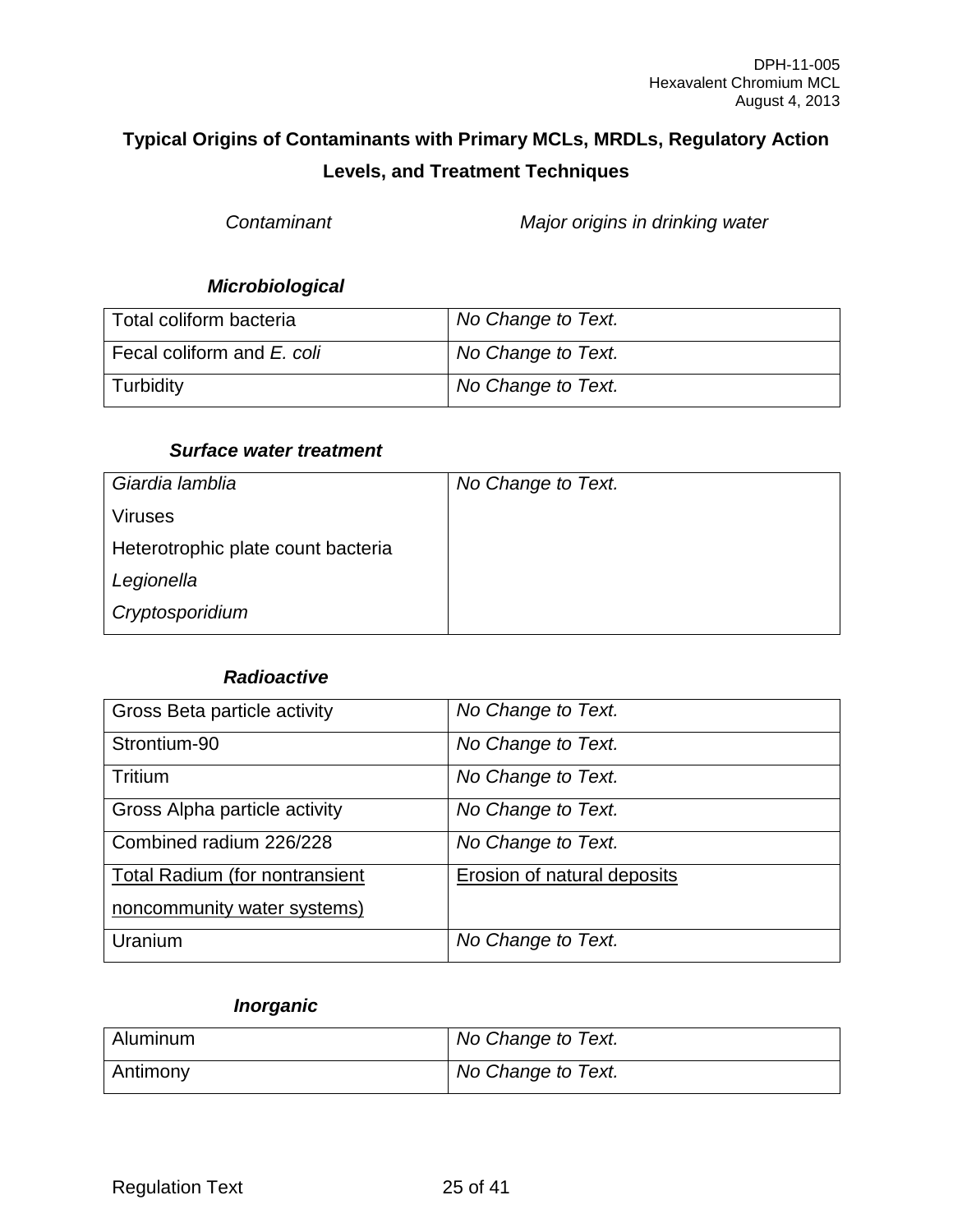## Typical Origins of Contaminants with Primary MCLs, MRDLs, Regulatory Action Levels, and Treatment Techniques

*Contaminant* — *Major origins in drinking water*

***Microbiological***

| Total coliform bacteria | *No Change to Text.* |
|---|---|
| Fecal coliform and *E. coli* | *No Change to Text.* |
| Turbidity | *No Change to Text.* |

***Surface water treatment***

| | |
|---|---|
| *Giardia lamblia*<br>Viruses<br>Heterotrophic plate count bacteria<br>*Legionella*<br>*Cryptosporidium* | *No Change to Text.* |

***Radioactive***

| Gross Beta particle activity | *No Change to Text.* |
|---|---|
| Strontium-90 | *No Change to Text.* |
| Tritium | *No Change to Text.* |
| Gross Alpha particle activity | *No Change to Text.* |
| Combined radium 226/228 | *No Change to Text.* |
| <u>Total Radium (for nontransient noncommunity water systems)</u> | <u>Erosion of natural deposits</u> |
| Uranium | *No Change to Text.* |

***Inorganic***

| Aluminum | *No Change to Text.* |
|---|---|
| Antimony | *No Change to Text.* |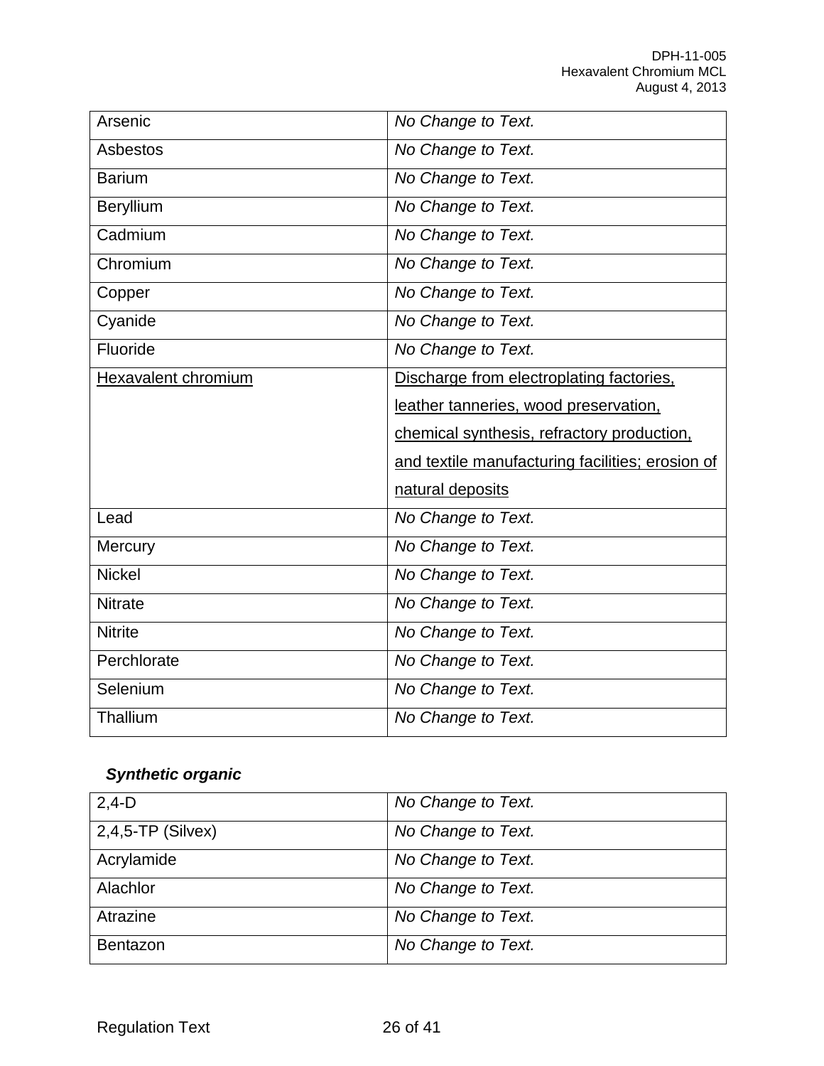| Arsenic | *No Change to Text.* |
|---|---|
| Asbestos | *No Change to Text.* |
| Barium | *No Change to Text.* |
| Beryllium | *No Change to Text.* |
| Cadmium | *No Change to Text.* |
| Chromium | *No Change to Text.* |
| Copper | *No Change to Text.* |
| Cyanide | *No Change to Text.* |
| Fluoride | *No Change to Text.* |
| <u>Hexavalent chromium</u> | <u>Discharge from electroplating factories, leather tanneries, wood preservation, chemical synthesis, refractory production, and textile manufacturing facilities; erosion of natural deposits</u> |
| Lead | *No Change to Text.* |
| Mercury | *No Change to Text.* |
| Nickel | *No Change to Text.* |
| Nitrate | *No Change to Text.* |
| Nitrite | *No Change to Text.* |
| Perchlorate | *No Change to Text.* |
| Selenium | *No Change to Text.* |
| Thallium | *No Change to Text.* |

***Synthetic organic***

| 2,4-D | *No Change to Text.* |
|---|---|
| 2,4,5-TP (Silvex) | *No Change to Text.* |
| Acrylamide | *No Change to Text.* |
| Alachlor | *No Change to Text.* |
| Atrazine | *No Change to Text.* |
| Bentazon | *No Change to Text.* |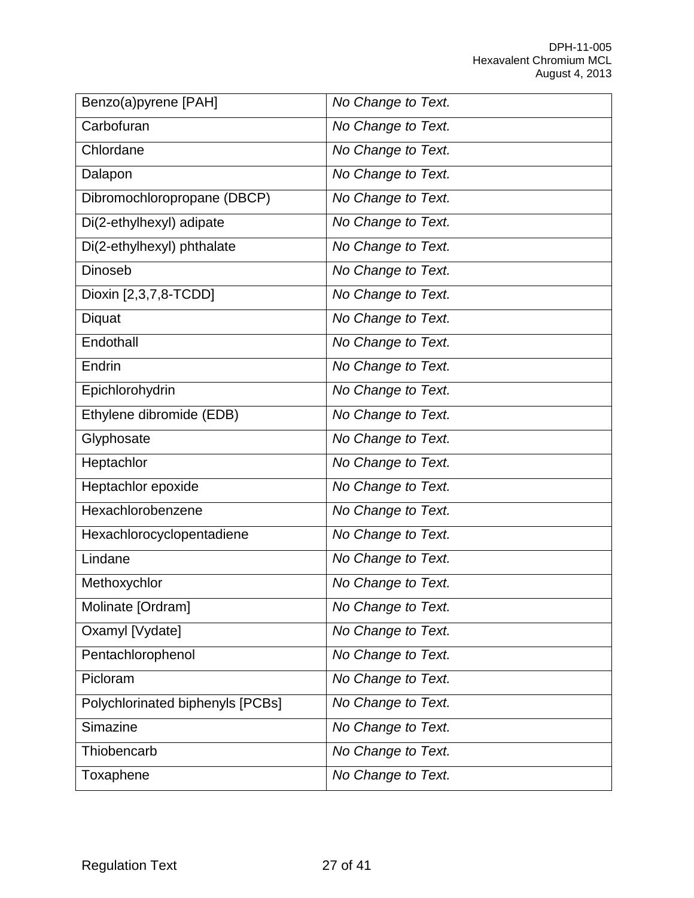| Benzo(a)pyrene [PAH] | *No Change to Text.* |
|---|---|
| Carbofuran | *No Change to Text.* |
| Chlordane | *No Change to Text.* |
| Dalapon | *No Change to Text.* |
| Dibromochloropropane (DBCP) | *No Change to Text.* |
| Di(2-ethylhexyl) adipate | *No Change to Text.* |
| Di(2-ethylhexyl) phthalate | *No Change to Text.* |
| Dinoseb | *No Change to Text.* |
| Dioxin [2,3,7,8-TCDD] | *No Change to Text.* |
| Diquat | *No Change to Text.* |
| Endothall | *No Change to Text.* |
| Endrin | *No Change to Text.* |
| Epichlorohydrin | *No Change to Text.* |
| Ethylene dibromide (EDB) | *No Change to Text.* |
| Glyphosate | *No Change to Text.* |
| Heptachlor | *No Change to Text.* |
| Heptachlor epoxide | *No Change to Text.* |
| Hexachlorobenzene | *No Change to Text.* |
| Hexachlorocyclopentadiene | *No Change to Text.* |
| Lindane | *No Change to Text.* |
| Methoxychlor | *No Change to Text.* |
| Molinate [Ordram] | *No Change to Text.* |
| Oxamyl [Vydate] | *No Change to Text.* |
| Pentachlorophenol | *No Change to Text.* |
| Picloram | *No Change to Text.* |
| Polychlorinated biphenyls [PCBs] | *No Change to Text.* |
| Simazine | *No Change to Text.* |
| Thiobencarb | *No Change to Text.* |
| Toxaphene | *No Change to Text.* |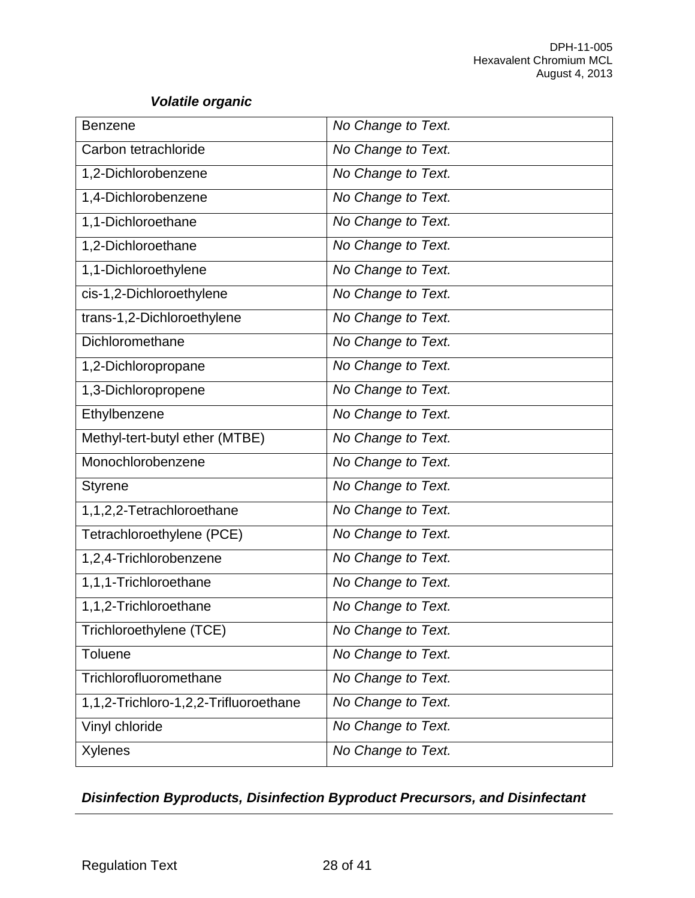***Volatile organic***

| | |
|---|---|
| Benzene | *No Change to Text.* |
| Carbon tetrachloride | *No Change to Text.* |
| 1,2-Dichlorobenzene | *No Change to Text.* |
| 1,4-Dichlorobenzene | *No Change to Text.* |
| 1,1-Dichloroethane | *No Change to Text.* |
| 1,2-Dichloroethane | *No Change to Text.* |
| 1,1-Dichloroethylene | *No Change to Text.* |
| cis-1,2-Dichloroethylene | *No Change to Text.* |
| trans-1,2-Dichloroethylene | *No Change to Text.* |
| Dichloromethane | *No Change to Text.* |
| 1,2-Dichloropropane | *No Change to Text.* |
| 1,3-Dichloropropene | *No Change to Text.* |
| Ethylbenzene | *No Change to Text.* |
| Methyl-tert-butyl ether (MTBE) | *No Change to Text.* |
| Monochlorobenzene | *No Change to Text.* |
| Styrene | *No Change to Text.* |
| 1,1,2,2-Tetrachloroethane | *No Change to Text.* |
| Tetrachloroethylene (PCE) | *No Change to Text.* |
| 1,2,4-Trichlorobenzene | *No Change to Text.* |
| 1,1,1-Trichloroethane | *No Change to Text.* |
| 1,1,2-Trichloroethane | *No Change to Text.* |
| Trichloroethylene (TCE) | *No Change to Text.* |
| Toluene | *No Change to Text.* |
| Trichlorofluoromethane | *No Change to Text.* |
| 1,1,2-Trichloro-1,2,2-Trifluoroethane | *No Change to Text.* |
| Vinyl chloride | *No Change to Text.* |
| Xylenes | *No Change to Text.* |

***Disinfection Byproducts, Disinfection Byproduct Precursors, and Disinfectant***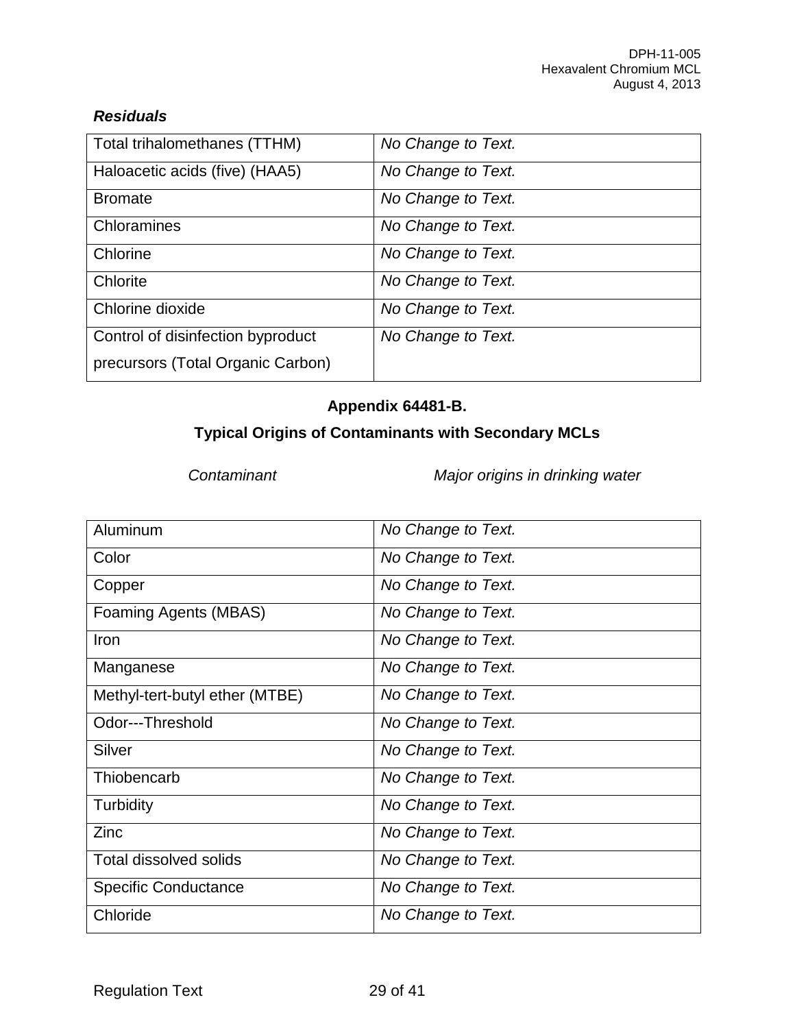***Residuals***

| | |
|---|---|
| Total trihalomethanes (TTHM) | *No Change to Text.* |
| Haloacetic acids (five) (HAA5) | *No Change to Text.* |
| Bromate | *No Change to Text.* |
| Chloramines | *No Change to Text.* |
| Chlorine | *No Change to Text.* |
| Chlorite | *No Change to Text.* |
| Chlorine dioxide | *No Change to Text.* |
| Control of disinfection byproduct precursors (Total Organic Carbon) | *No Change to Text.* |

**Appendix 64481-B.**

**Typical Origins of Contaminants with Secondary MCLs**

| *Contaminant* | *Major origins in drinking water* |
|---|---|
| Aluminum | *No Change to Text.* |
| Color | *No Change to Text.* |
| Copper | *No Change to Text.* |
| Foaming Agents (MBAS) | *No Change to Text.* |
| Iron | *No Change to Text.* |
| Manganese | *No Change to Text.* |
| Methyl-tert-butyl ether (MTBE) | *No Change to Text.* |
| Odor---Threshold | *No Change to Text.* |
| Silver | *No Change to Text.* |
| Thiobencarb | *No Change to Text.* |
| Turbidity | *No Change to Text.* |
| Zinc | *No Change to Text.* |
| Total dissolved solids | *No Change to Text.* |
| Specific Conductance | *No Change to Text.* |
| Chloride | *No Change to Text.* |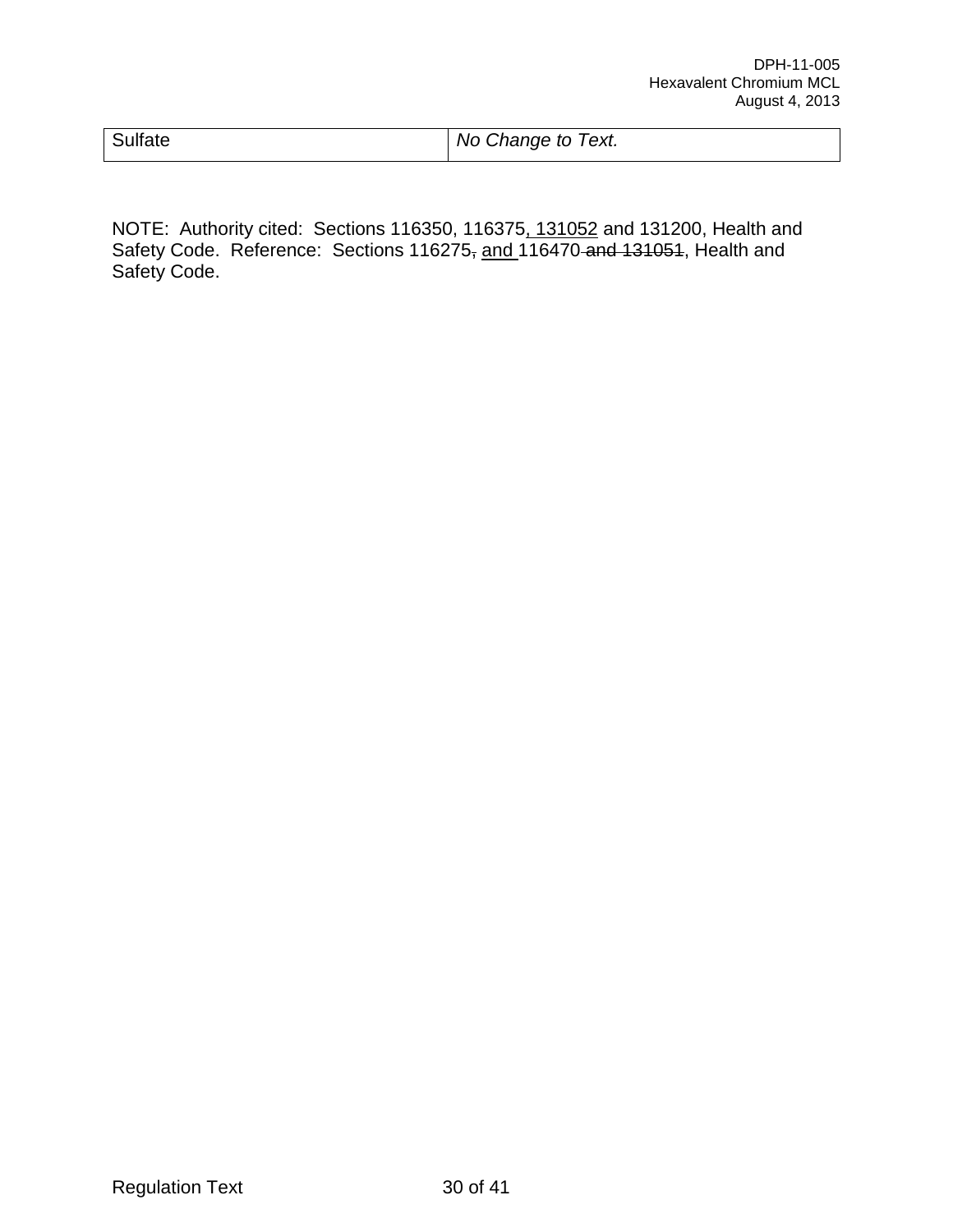| Sulfate | *No Change to Text.* |
|---|---|

NOTE: Authority cited: Sections 116350, 116375<u>, 131052</u> and 131200, Health and Safety Code. Reference: Sections 116275~~,~~ <u>and </u>116470~~ and 131051~~, Health and Safety Code.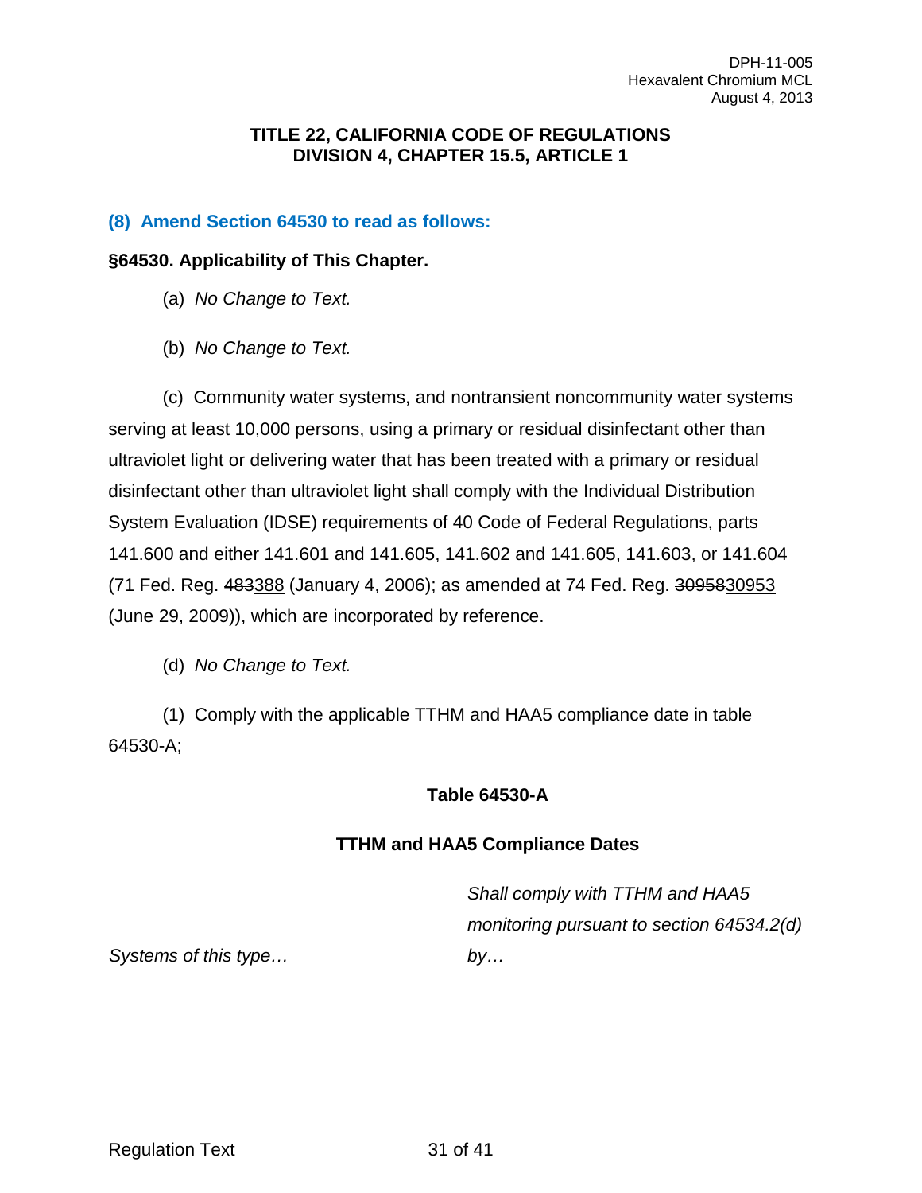TITLE 22, CALIFORNIA CODE OF REGULATIONS
DIVISION 4, CHAPTER 15.5, ARTICLE 1

### (8) Amend Section 64530 to read as follows:

**§64530. Applicability of This Chapter.**

(a) *No Change to Text.*

(b) *No Change to Text.*

(c) Community water systems, and nontransient noncommunity water systems serving at least 10,000 persons, using a primary or residual disinfectant other than ultraviolet light or delivering water that has been treated with a primary or residual disinfectant other than ultraviolet light shall comply with the Individual Distribution System Evaluation (IDSE) requirements of 40 Code of Federal Regulations, parts 141.600 and either 141.601 and 141.605, 141.602 and 141.605, 141.603, or 141.604 (71 Fed. Reg. ~~483~~388 (January 4, 2006); as amended at 74 Fed. Reg. ~~30958~~30953 (June 29, 2009)), which are incorporated by reference.

(d) *No Change to Text.*

(1) Comply with the applicable TTHM and HAA5 compliance date in table 64530-A;

**Table 64530-A**

**TTHM and HAA5 Compliance Dates**

| *Systems of this type…* | *Shall comply with TTHM and HAA5 monitoring pursuant to section 64534.2(d) by…* |
|---|---|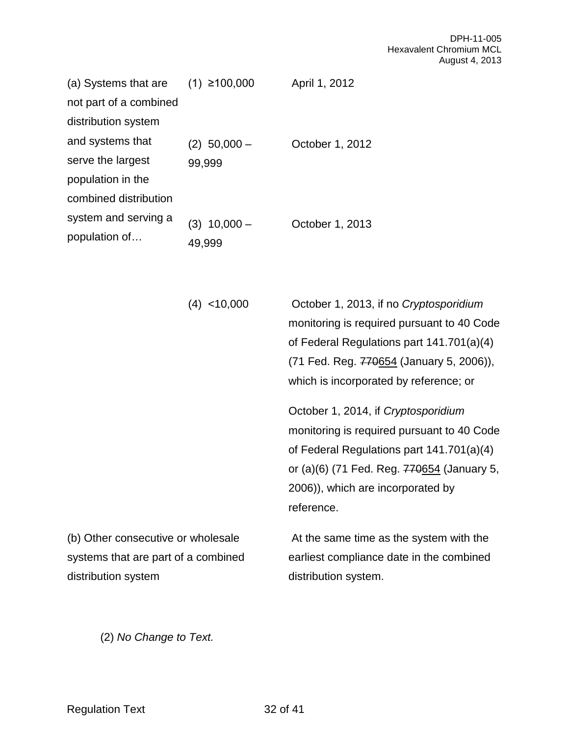| | | |
|---|---|---|
| (a) Systems that are not part of a combined distribution system and systems that serve the largest population in the combined distribution system and serving a population of… | (1) ≥100,000 | April 1, 2012 |
| | (2) 50,000 – 99,999 | October 1, 2012 |
| | (3) 10,000 – 49,999 | October 1, 2013 |
| | (4) <10,000 | October 1, 2013, if no *Cryptosporidium* monitoring is required pursuant to 40 Code of Federal Regulations part 141.701(a)(4) (71 Fed. Reg. ~~770~~<u>654</u> (January 5, 2006)), which is incorporated by reference; or<br><br>October 1, 2014, if *Cryptosporidium* monitoring is required pursuant to 40 Code of Federal Regulations part 141.701(a)(4) or (a)(6) (71 Fed. Reg. ~~770~~<u>654</u> (January 5, 2006)), which are incorporated by reference. |
| (b) Other consecutive or wholesale systems that are part of a combined distribution system | | At the same time as the system with the earliest compliance date in the combined distribution system. |

(2) *No Change to Text.*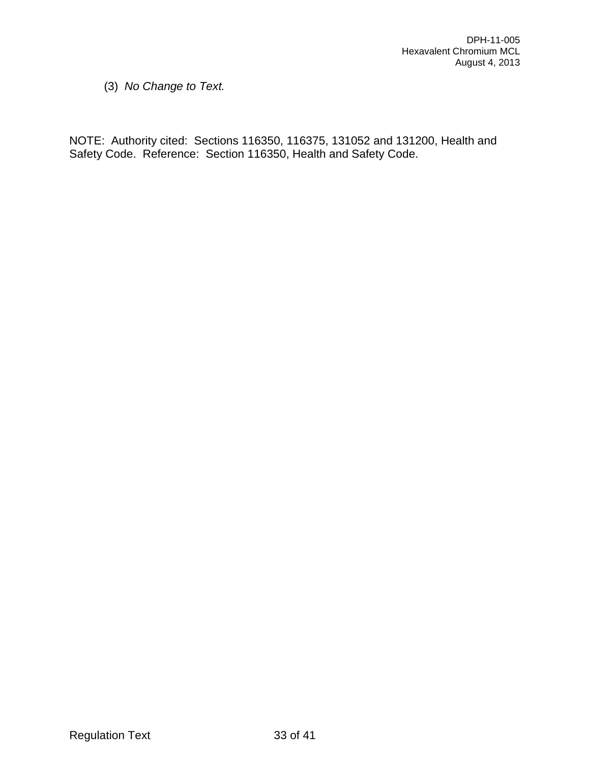(3) *No Change to Text.*

NOTE: Authority cited: Sections 116350, 116375, 131052 and 131200, Health and Safety Code. Reference: Section 116350, Health and Safety Code.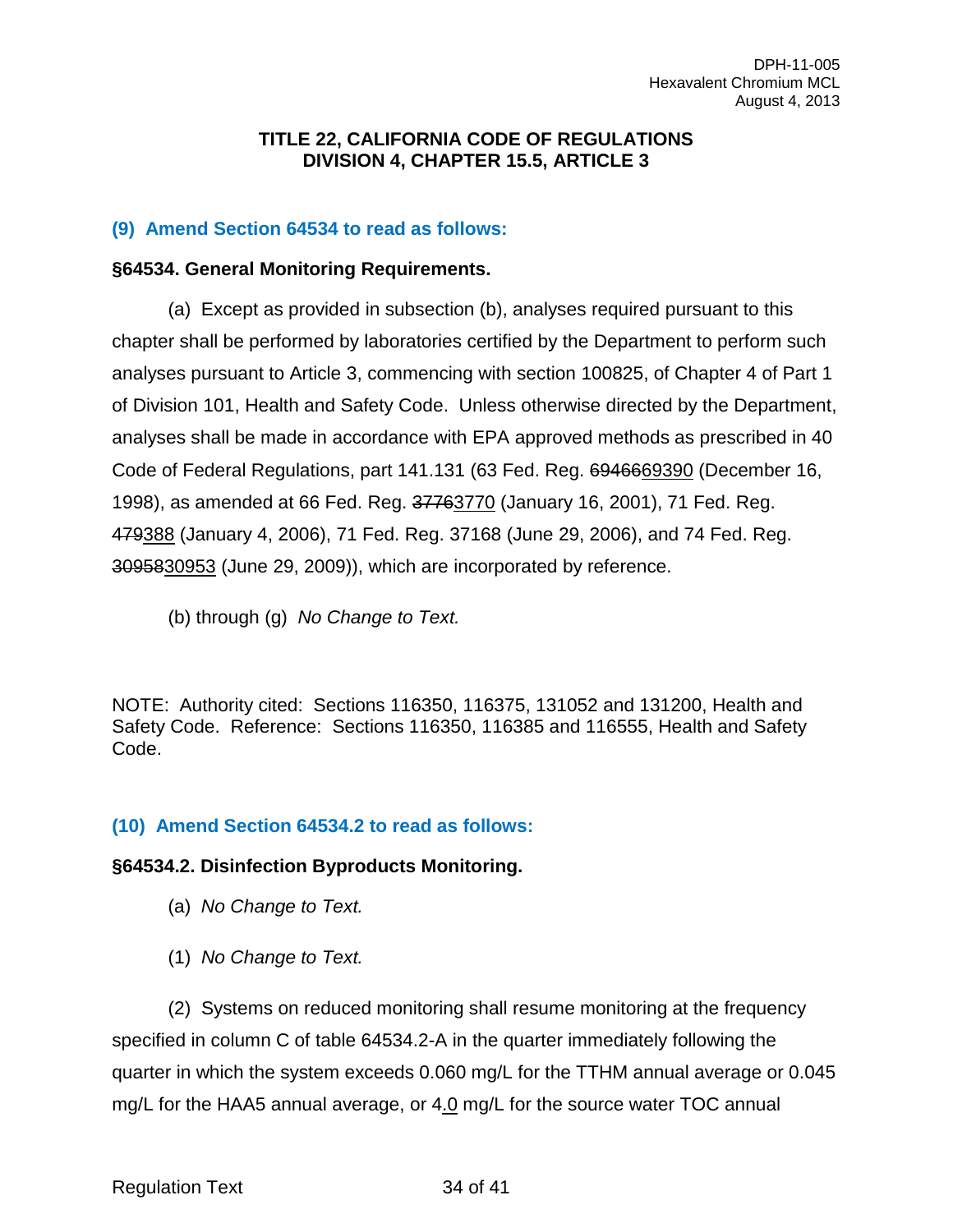**TITLE 22, CALIFORNIA CODE OF REGULATIONS**
**DIVISION 4, CHAPTER 15.5, ARTICLE 3**

### (9) Amend Section 64534 to read as follows:

**§64534. General Monitoring Requirements.**

(a) Except as provided in subsection (b), analyses required pursuant to this chapter shall be performed by laboratories certified by the Department to perform such analyses pursuant to Article 3, commencing with section 100825, of Chapter 4 of Part 1 of Division 101, Health and Safety Code. Unless otherwise directed by the Department, analyses shall be made in accordance with EPA approved methods as prescribed in 40 Code of Federal Regulations, part 141.131 (63 Fed. Reg. ~~69466~~<u>69390</u> (December 16, 1998), as amended at 66 Fed. Reg. ~~3776~~<u>3770</u> (January 16, 2001), 71 Fed. Reg. ~~479~~<u>388</u> (January 4, 2006), 71 Fed. Reg. 37168 (June 29, 2006), and 74 Fed. Reg. ~~30958~~<u>30953</u> (June 29, 2009)), which are incorporated by reference.

(b) through (g) *No Change to Text.*

NOTE: Authority cited: Sections 116350, 116375, 131052 and 131200, Health and Safety Code. Reference: Sections 116350, 116385 and 116555, Health and Safety Code.

### (10) Amend Section 64534.2 to read as follows:

**§64534.2. Disinfection Byproducts Monitoring.**

(a) *No Change to Text.*

(1) *No Change to Text.*

(2) Systems on reduced monitoring shall resume monitoring at the frequency specified in column C of table 64534.2-A in the quarter immediately following the quarter in which the system exceeds 0.060 mg/L for the TTHM annual average or 0.045 mg/L for the HAA5 annual average, or 4<u>.0</u> mg/L for the source water TOC annual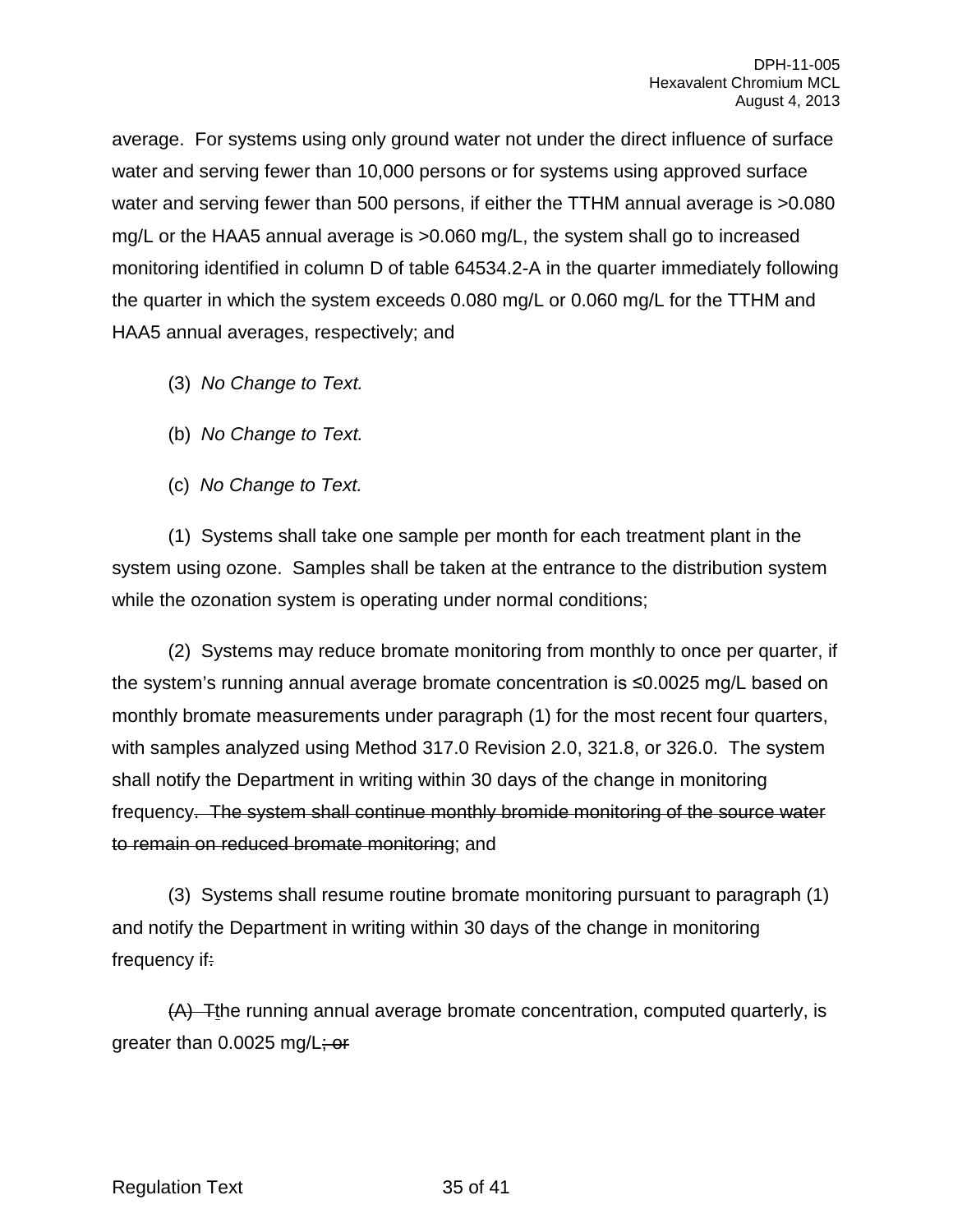average.  For systems using only ground water not under the direct influence of surface water and serving fewer than 10,000 persons or for systems using approved surface water and serving fewer than 500 persons, if either the TTHM annual average is >0.080 mg/L or the HAA5 annual average is >0.060 mg/L, the system shall go to increased monitoring identified in column D of table 64534.2-A in the quarter immediately following the quarter in which the system exceeds 0.080 mg/L or 0.060 mg/L for the TTHM and HAA5 annual averages, respectively; and

(3)  *No Change to Text.*

(b)  *No Change to Text.*

(c)  *No Change to Text.*

(1)  Systems shall take one sample per month for each treatment plant in the system using ozone.  Samples shall be taken at the entrance to the distribution system while the ozonation system is operating under normal conditions;

(2)  Systems may reduce bromate monitoring from monthly to once per quarter, if the system's running annual average bromate concentration is ≤0.0025 mg/L based on monthly bromate measurements under paragraph (1) for the most recent four quarters, with samples analyzed using Method 317.0 Revision 2.0, 321.8, or 326.0.  The system shall notify the Department in writing within 30 days of the change in monitoring frequency~~.  The system shall continue monthly bromide monitoring of the source water to remain on reduced bromate monitoring~~; and

(3)  Systems shall resume routine bromate monitoring pursuant to paragraph (1) and notify the Department in writing within 30 days of the change in monitoring frequency if~~:~~

~~(A)  T~~the running annual average bromate concentration, computed quarterly, is greater than 0.0025 mg/L~~; or~~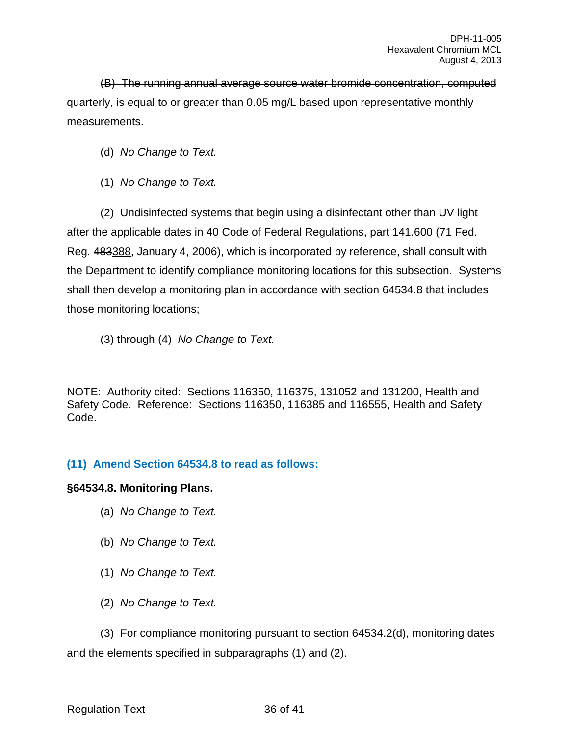~~(B) The running annual average source water bromide concentration, computed quarterly, is equal to or greater than 0.05 mg/L based upon representative monthly measurements~~.

(d) *No Change to Text.*

(1) *No Change to Text.*

(2) Undisinfected systems that begin using a disinfectant other than UV light after the applicable dates in 40 Code of Federal Regulations, part 141.600 (71 Fed. Reg. ~~483~~<u>388</u>, January 4, 2006), which is incorporated by reference, shall consult with the Department to identify compliance monitoring locations for this subsection. Systems shall then develop a monitoring plan in accordance with section 64534.8 that includes those monitoring locations;

(3) through (4) *No Change to Text.*

NOTE: Authority cited: Sections 116350, 116375, 131052 and 131200, Health and Safety Code. Reference: Sections 116350, 116385 and 116555, Health and Safety Code.

### (11) Amend Section 64534.8 to read as follows:

**§64534.8. Monitoring Plans.**

(a) *No Change to Text.*

(b) *No Change to Text.*

(1) *No Change to Text.*

(2) *No Change to Text.*

(3) For compliance monitoring pursuant to section 64534.2(d), monitoring dates and the elements specified in ~~sub~~paragraphs (1) and (2).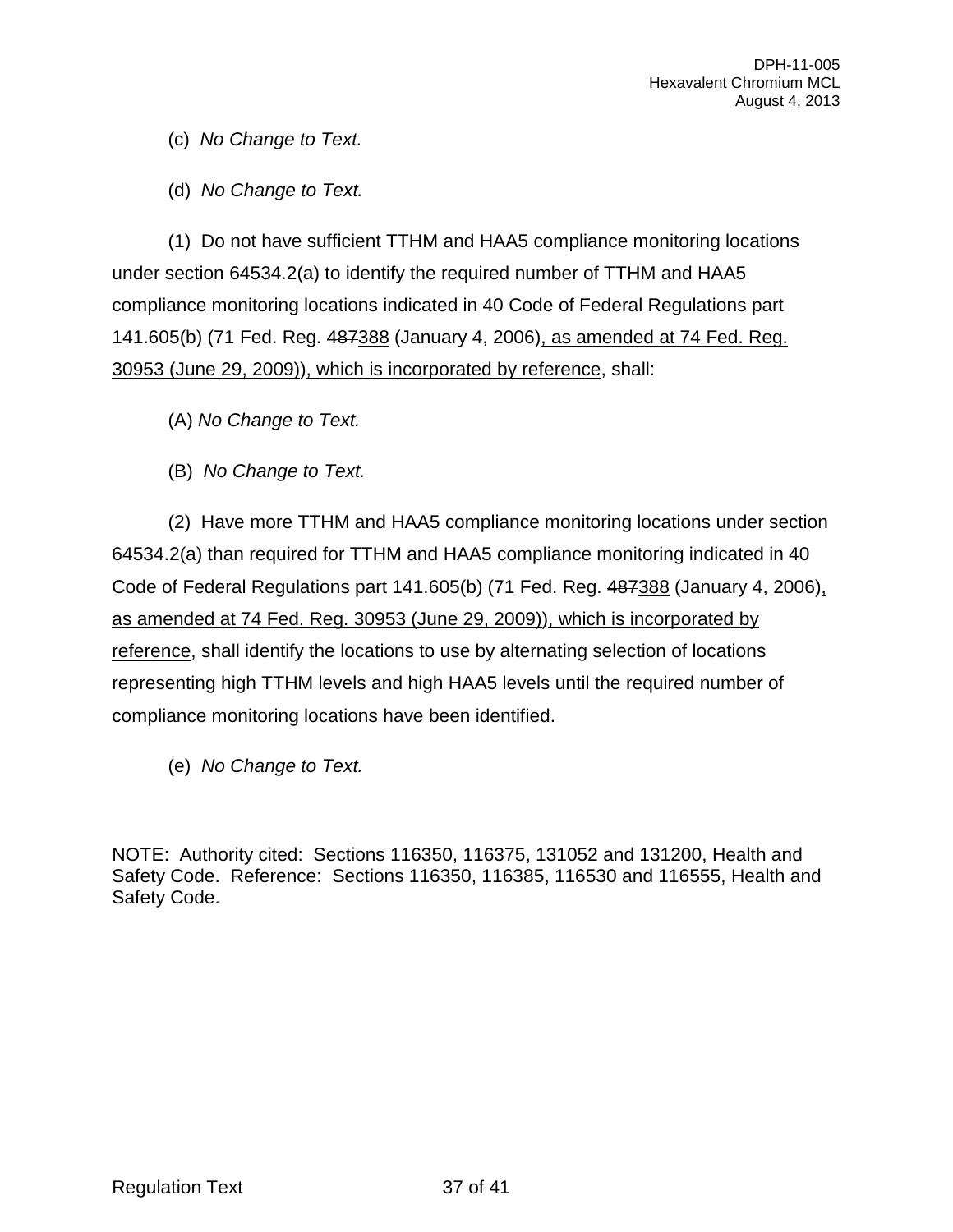(c) *No Change to Text.*

(d) *No Change to Text.*

(1) Do not have sufficient TTHM and HAA5 compliance monitoring locations under section 64534.2(a) to identify the required number of TTHM and HAA5 compliance monitoring locations indicated in 40 Code of Federal Regulations part 141.605(b) (71 Fed. Reg. ~~487~~<u>388</u> (January 4, 2006)<u>, as amended at 74 Fed. Reg. 30953 (June 29, 2009))</u><u>, which is incorporated by reference</u>, shall:

(A) *No Change to Text.*

(B) *No Change to Text.*

(2) Have more TTHM and HAA5 compliance monitoring locations under section 64534.2(a) than required for TTHM and HAA5 compliance monitoring indicated in 40 Code of Federal Regulations part 141.605(b) (71 Fed. Reg. ~~487~~<u>388</u> (January 4, 2006)<u>, as amended at 74 Fed. Reg. 30953 (June 29, 2009))</u><u>, which is incorporated by reference</u>, shall identify the locations to use by alternating selection of locations representing high TTHM levels and high HAA5 levels until the required number of compliance monitoring locations have been identified.

(e) *No Change to Text.*

NOTE: Authority cited: Sections 116350, 116375, 131052 and 131200, Health and Safety Code. Reference: Sections 116350, 116385, 116530 and 116555, Health and Safety Code.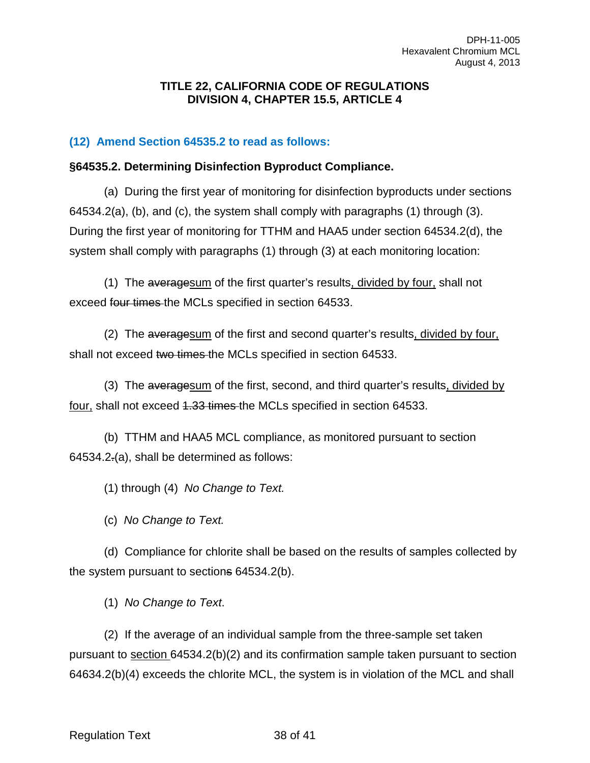**TITLE 22, CALIFORNIA CODE OF REGULATIONS**
**DIVISION 4, CHAPTER 15.5, ARTICLE 4**

### (12) Amend Section 64535.2 to read as follows:

**§64535.2. Determining Disinfection Byproduct Compliance.**

(a) During the first year of monitoring for disinfection byproducts under sections 64534.2(a), (b), and (c), the system shall comply with paragraphs (1) through (3). During the first year of monitoring for TTHM and HAA5 under section 64534.2(d), the system shall comply with paragraphs (1) through (3) at each monitoring location:

(1) The ~~average~~<u>sum</u> of the first quarter's results<u>, divided by four,</u> shall not exceed ~~four times~~ the MCLs specified in section 64533.

(2) The ~~average~~<u>sum</u> of the first and second quarter's results<u>, divided by four,</u> shall not exceed ~~two times~~ the MCLs specified in section 64533.

(3) The ~~average~~<u>sum</u> of the first, second, and third quarter's results<u>, divided by four,</u> shall not exceed ~~1.33 times~~ the MCLs specified in section 64533.

(b) TTHM and HAA5 MCL compliance, as monitored pursuant to section 64534.2~~.~~(a), shall be determined as follows:

(1) through (4) *No Change to Text.*

(c) *No Change to Text.*

(d) Compliance for chlorite shall be based on the results of samples collected by the system pursuant to section~~s~~ 64534.2(b).

(1) *No Change to Text*.

(2) If the average of an individual sample from the three-sample set taken pursuant to <u>section</u> 64534.2(b)(2) and its confirmation sample taken pursuant to section 64634.2(b)(4) exceeds the chlorite MCL, the system is in violation of the MCL and shall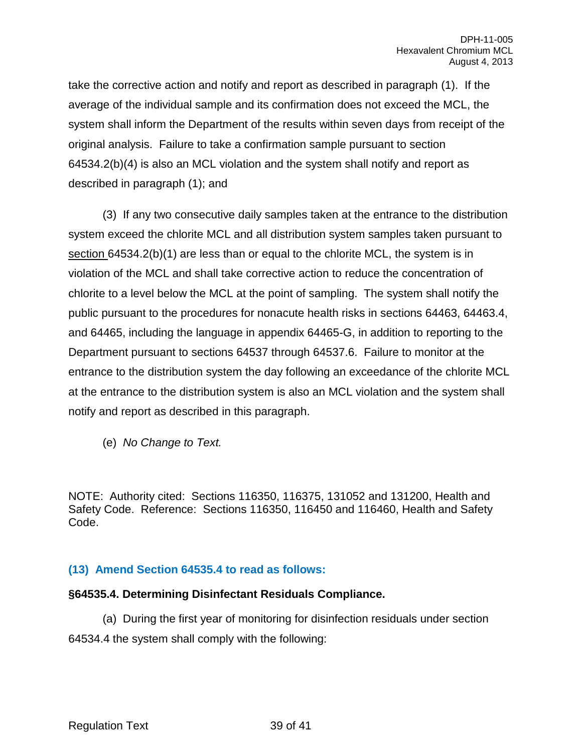take the corrective action and notify and report as described in paragraph (1). If the average of the individual sample and its confirmation does not exceed the MCL, the system shall inform the Department of the results within seven days from receipt of the original analysis. Failure to take a confirmation sample pursuant to section 64534.2(b)(4) is also an MCL violation and the system shall notify and report as described in paragraph (1); and

(3) If any two consecutive daily samples taken at the entrance to the distribution system exceed the chlorite MCL and all distribution system samples taken pursuant to section 64534.2(b)(1) are less than or equal to the chlorite MCL, the system is in violation of the MCL and shall take corrective action to reduce the concentration of chlorite to a level below the MCL at the point of sampling. The system shall notify the public pursuant to the procedures for nonacute health risks in sections 64463, 64463.4, and 64465, including the language in appendix 64465-G, in addition to reporting to the Department pursuant to sections 64537 through 64537.6. Failure to monitor at the entrance to the distribution system the day following an exceedance of the chlorite MCL at the entrance to the distribution system is also an MCL violation and the system shall notify and report as described in this paragraph.

(e) *No Change to Text.*

NOTE: Authority cited: Sections 116350, 116375, 131052 and 131200, Health and Safety Code. Reference: Sections 116350, 116450 and 116460, Health and Safety Code.

### (13) Amend Section 64535.4 to read as follows:

**§64535.4. Determining Disinfectant Residuals Compliance.**

(a) During the first year of monitoring for disinfection residuals under section 64534.4 the system shall comply with the following: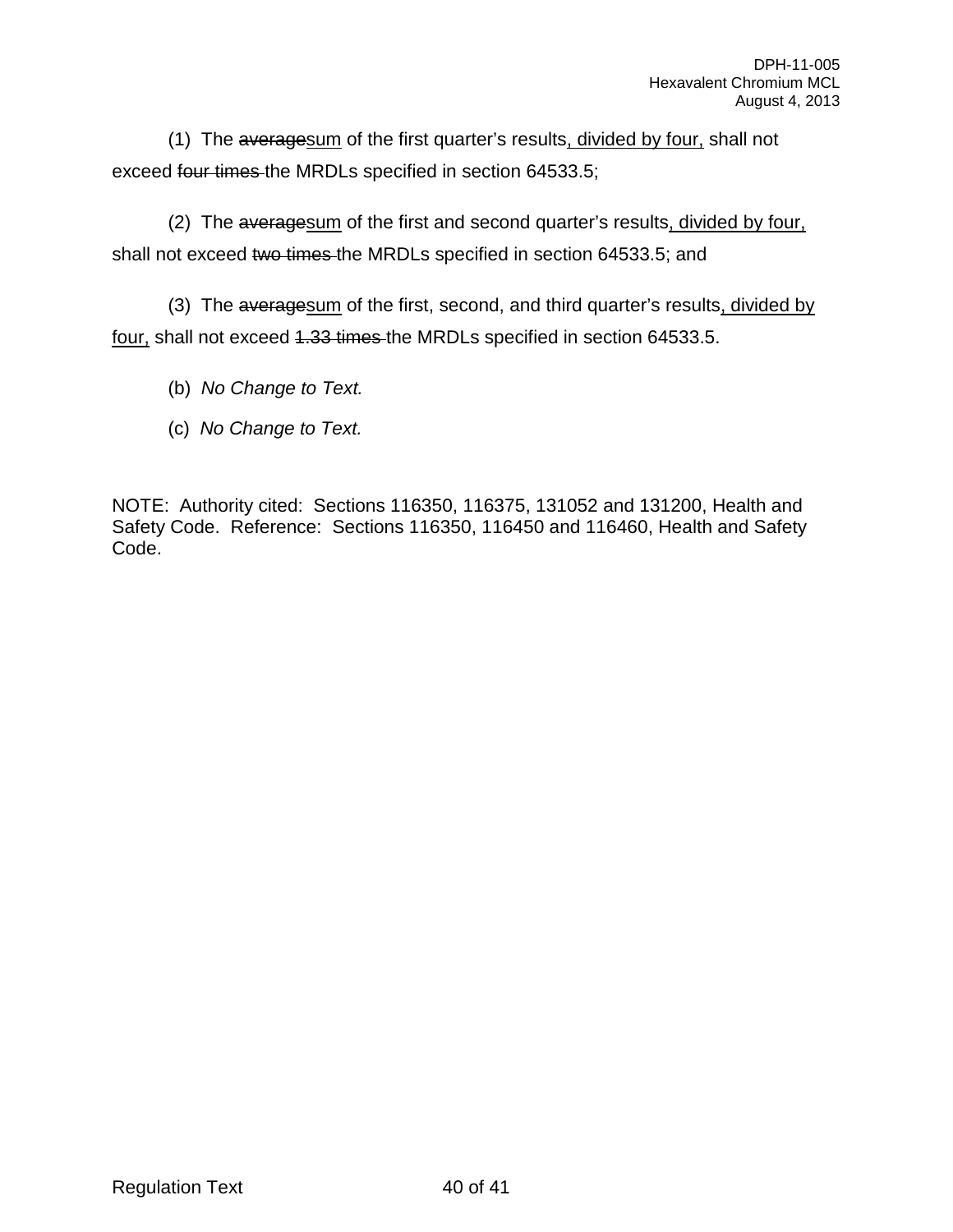(1) The ~~average~~<u>sum</u> of the first quarter's results<u>, divided by four,</u> shall not exceed ~~four times~~ the MRDLs specified in section 64533.5;

(2) The ~~average~~<u>sum</u> of the first and second quarter's results<u>, divided by four,</u> shall not exceed ~~two times~~ the MRDLs specified in section 64533.5; and

(3) The ~~average~~<u>sum</u> of the first, second, and third quarter's results<u>, divided by four,</u> shall not exceed ~~1.33 times~~ the MRDLs specified in section 64533.5.

(b) *No Change to Text.*

(c) *No Change to Text.*

NOTE: Authority cited: Sections 116350, 116375, 131052 and 131200, Health and Safety Code. Reference: Sections 116350, 116450 and 116460, Health and Safety Code.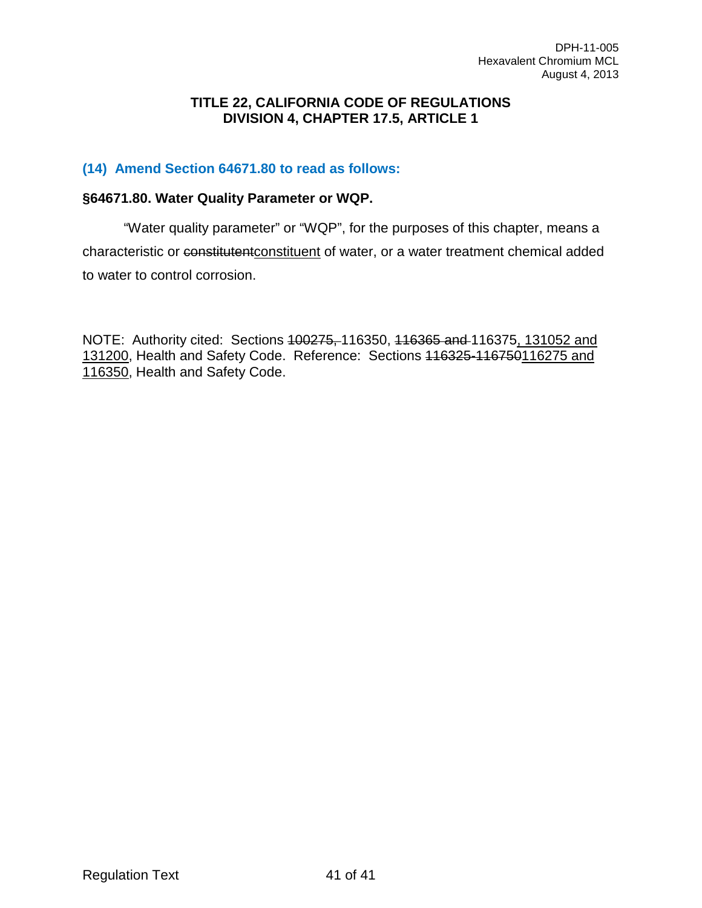**TITLE 22, CALIFORNIA CODE OF REGULATIONS**
**DIVISION 4, CHAPTER 17.5, ARTICLE 1**

### (14) Amend Section 64671.80 to read as follows:

**§64671.80. Water Quality Parameter or WQP.**

"Water quality parameter" or "WQP", for the purposes of this chapter, means a characteristic or ~~constitutent~~<u>constituent</u> of water, or a water treatment chemical added to water to control corrosion.

NOTE: Authority cited: Sections ~~100275,~~ 116350, ~~116365 and~~ 116375<u>, 131052 and 131200</u>, Health and Safety Code. Reference: Sections ~~116325-116750~~<u>116275 and 116350</u>, Health and Safety Code.